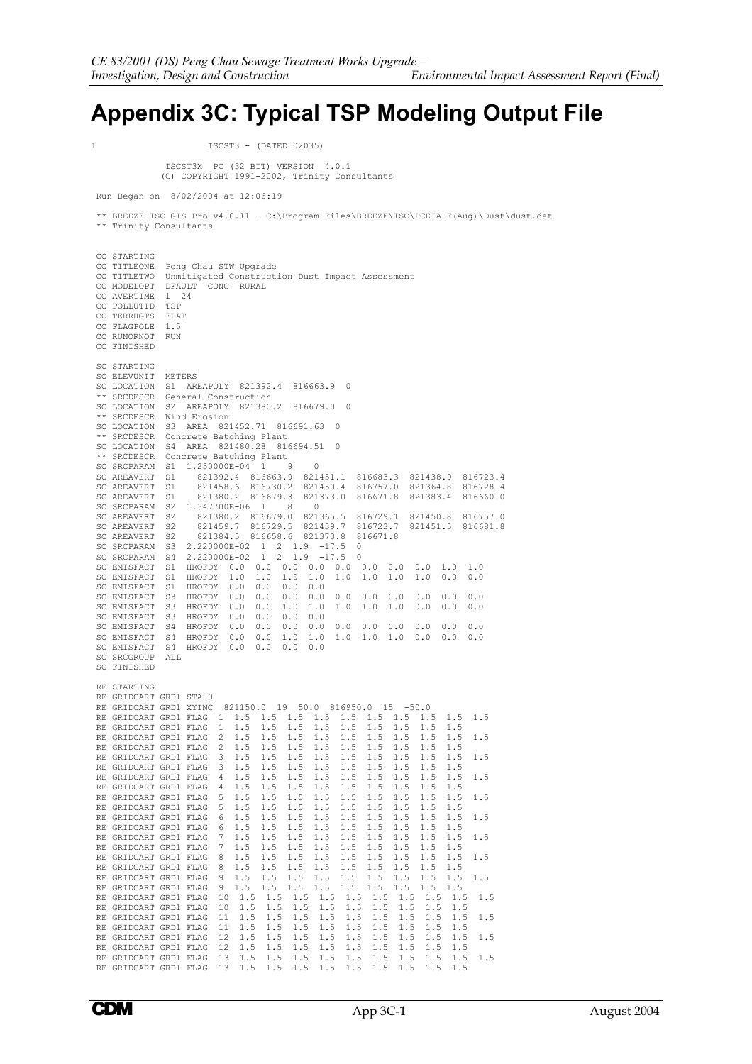# Appendix 3C: Typical TSP Modeling Output File

```
1                    ISCST3 - (DATED 02035)

             ISCST3X  PC (32 BIT) VERSION  4.0.1
            (C) COPYRIGHT 1991-2002, Trinity Consultants

 Run Began on  8/02/2004 at 12:06:19

 ** BREEZE ISC GIS Pro v4.0.11 - C:\Program Files\BREEZE\ISC\PCEIA-F(Aug)\Dust\dust.dat
 ** Trinity Consultants


 CO STARTING
 CO TITLEONE  Peng Chau STW Upgrade
 CO TITLETWO  Unmitigated Construction Dust Impact Assessment
 CO MODELOPT  DFAULT  CONC  RURAL
 CO AVERTIME  1  24
 CO POLLUTID  TSP
 CO TERRHGTS  FLAT
 CO FLAGPOLE  1.5
 CO RUNORNOT  RUN
 CO FINISHED

 SO STARTING
 SO ELEVUNIT  METERS
 SO LOCATION  S1  AREAPOLY  821392.4  816663.9  0
 ** SRCDESCR  General Construction
 SO LOCATION  S2  AREAPOLY  821380.2  816679.0  0
 ** SRCDESCR  Wind Erosion
 SO LOCATION  S3  AREA  821452.71  816691.63  0
 ** SRCDESCR  Concrete Batching Plant
 SO LOCATION  S4  AREA  821480.28  816694.51  0
 ** SRCDESCR  Concrete Batching Plant
 SO SRCPARAM  S1  1.250000E-04  1    9    0
 SO AREAVERT  S1     821392.4  816663.9  821451.1  816683.3  821438.9  816723.4
 SO AREAVERT  S1     821458.6  816730.2  821450.4  816757.0  821364.8  816728.4
 SO AREAVERT  S1     821380.2  816679.3  821373.0  816671.8  821383.4  816660.0
 SO SRCPARAM  S2  1.347700E-06  1    8    0
 SO AREAVERT  S2     821380.2  816679.0  821365.5  816729.1  821450.8  816757.0
 SO AREAVERT  S2     821459.7  816729.5  821439.7  816723.7  821451.5  816681.8
 SO AREAVERT  S2     821384.5  816658.6  821373.8  816671.8
 SO SRCPARAM  S3  2.220000E-02  1  2  1.9  -17.5  0
 SO SRCPARAM  S4  2.220000E-02  1  2  1.9  -17.5  0
 SO EMISFACT  S1  HROFDY  0.0  0.0  0.0  0.0  0.0  0.0  0.0  0.0  1.0  1.0
 SO EMISFACT  S1  HROFDY  1.0  1.0  1.0  1.0  1.0  1.0  1.0  1.0  0.0  0.0
 SO EMISFACT  S1  HROFDY  0.0  0.0  0.0  0.0
 SO EMISFACT  S3  HROFDY  0.0  0.0  0.0  0.0  0.0  0.0  0.0  0.0  0.0  0.0
 SO EMISFACT  S3  HROFDY  0.0  0.0  1.0  1.0  1.0  1.0  1.0  0.0  0.0  0.0
 SO EMISFACT  S3  HROFDY  0.0  0.0  0.0  0.0
 SO EMISFACT  S4  HROFDY  0.0  0.0  0.0  0.0  0.0  0.0  0.0  0.0  0.0  0.0
 SO EMISFACT  S4  HROFDY  0.0  0.0  1.0  1.0  1.0  1.0  1.0  0.0  0.0  0.0
 SO EMISFACT  S4  HROFDY  0.0  0.0  0.0  0.0
 SO SRCGROUP  ALL
 SO FINISHED

 RE STARTING
 RE GRIDCART GRD1 STA 0
 RE GRIDCART GRD1 XYINC   821150.0  19  50.0  816950.0  15  -50.0
 RE GRIDCART GRD1 FLAG  1  1.5  1.5  1.5  1.5  1.5  1.5  1.5  1.5  1.5  1.5
 RE GRIDCART GRD1 FLAG  1  1.5  1.5  1.5  1.5  1.5  1.5  1.5  1.5  1.5
 RE GRIDCART GRD1 FLAG  2  1.5  1.5  1.5  1.5  1.5  1.5  1.5  1.5  1.5  1.5
 RE GRIDCART GRD1 FLAG  2  1.5  1.5  1.5  1.5  1.5  1.5  1.5  1.5  1.5
 RE GRIDCART GRD1 FLAG  3  1.5  1.5  1.5  1.5  1.5  1.5  1.5  1.5  1.5  1.5
 RE GRIDCART GRD1 FLAG  3  1.5  1.5  1.5  1.5  1.5  1.5  1.5  1.5  1.5
 RE GRIDCART GRD1 FLAG  4  1.5  1.5  1.5  1.5  1.5  1.5  1.5  1.5  1.5  1.5
 RE GRIDCART GRD1 FLAG  4  1.5  1.5  1.5  1.5  1.5  1.5  1.5  1.5  1.5
 RE GRIDCART GRD1 FLAG  5  1.5  1.5  1.5  1.5  1.5  1.5  1.5  1.5  1.5  1.5
 RE GRIDCART GRD1 FLAG  5  1.5  1.5  1.5  1.5  1.5  1.5  1.5  1.5  1.5
 RE GRIDCART GRD1 FLAG  6  1.5  1.5  1.5  1.5  1.5  1.5  1.5  1.5  1.5  1.5
 RE GRIDCART GRD1 FLAG  6  1.5  1.5  1.5  1.5  1.5  1.5  1.5  1.5  1.5
 RE GRIDCART GRD1 FLAG  7  1.5  1.5  1.5  1.5  1.5  1.5  1.5  1.5  1.5  1.5
 RE GRIDCART GRD1 FLAG  7  1.5  1.5  1.5  1.5  1.5  1.5  1.5  1.5  1.5
 RE GRIDCART GRD1 FLAG  8  1.5  1.5  1.5  1.5  1.5  1.5  1.5  1.5  1.5  1.5
 RE GRIDCART GRD1 FLAG  8  1.5  1.5  1.5  1.5  1.5  1.5  1.5  1.5  1.5
 RE GRIDCART GRD1 FLAG  9  1.5  1.5  1.5  1.5  1.5  1.5  1.5  1.5  1.5  1.5
 RE GRIDCART GRD1 FLAG  9  1.5  1.5  1.5  1.5  1.5  1.5  1.5  1.5  1.5
 RE GRIDCART GRD1 FLAG  10  1.5  1.5  1.5  1.5  1.5  1.5  1.5  1.5  1.5  1.5
 RE GRIDCART GRD1 FLAG  10  1.5  1.5  1.5  1.5  1.5  1.5  1.5  1.5  1.5
 RE GRIDCART GRD1 FLAG  11  1.5  1.5  1.5  1.5  1.5  1.5  1.5  1.5  1.5  1.5
 RE GRIDCART GRD1 FLAG  11  1.5  1.5  1.5  1.5  1.5  1.5  1.5  1.5  1.5
 RE GRIDCART GRD1 FLAG  12  1.5  1.5  1.5  1.5  1.5  1.5  1.5  1.5  1.5  1.5
 RE GRIDCART GRD1 FLAG  12  1.5  1.5  1.5  1.5  1.5  1.5  1.5  1.5  1.5
 RE GRIDCART GRD1 FLAG  13  1.5  1.5  1.5  1.5  1.5  1.5  1.5  1.5  1.5  1.5
 RE GRIDCART GRD1 FLAG  13  1.5  1.5  1.5  1.5  1.5  1.5  1.5  1.5  1.5
```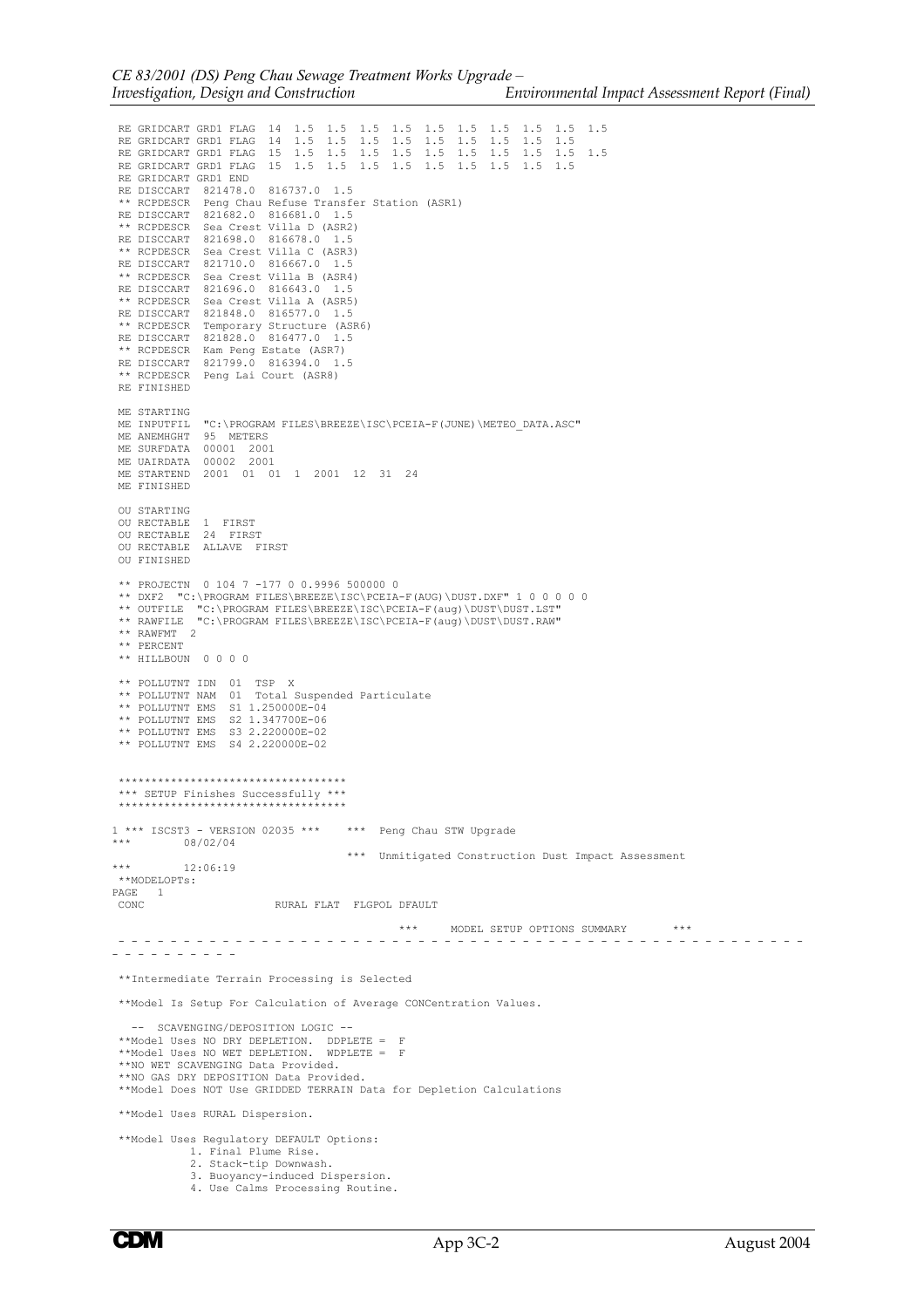```
 RE GRIDCART GRD1 FLAG  14  1.5  1.5  1.5  1.5  1.5  1.5  1.5  1.5  1.5  1.5
 RE GRIDCART GRD1 FLAG  14  1.5  1.5  1.5  1.5  1.5  1.5  1.5  1.5  1.5
 RE GRIDCART GRD1 FLAG  15  1.5  1.5  1.5  1.5  1.5  1.5  1.5  1.5  1.5  1.5
 RE GRIDCART GRD1 FLAG  15  1.5  1.5  1.5  1.5  1.5  1.5  1.5  1.5  1.5
 RE GRIDCART GRD1 END
 RE DISCCART  821478.0  816737.0  1.5
 ** RCPDESCR  Peng Chau Refuse Transfer Station (ASR1)
 RE DISCCART  821682.0  816681.0  1.5
 ** RCPDESCR  Sea Crest Villa D (ASR2)
 RE DISCCART  821698.0  816678.0  1.5
 ** RCPDESCR  Sea Crest Villa C (ASR3)
 RE DISCCART  821710.0  816667.0  1.5
 ** RCPDESCR  Sea Crest Villa B (ASR4)
 RE DISCCART  821696.0  816643.0  1.5
 ** RCPDESCR  Sea Crest Villa A (ASR5)
 RE DISCCART  821848.0  816577.0  1.5
 ** RCPDESCR  Temporary Structure (ASR6)
 RE DISCCART  821828.0  816477.0  1.5
 ** RCPDESCR  Kam Peng Estate (ASR7)
 RE DISCCART  821799.0  816394.0  1.5
 ** RCPDESCR  Peng Lai Court (ASR8)
 RE FINISHED

 ME STARTING
 ME INPUTFIL  "C:\PROGRAM FILES\BREEZE\ISC\PCEIA-F(JUNE)\METEO_DATA.ASC"
 ME ANEMHGHT  95  METERS
 ME SURFDATA  00001  2001
 ME UAIRDATA  00002  2001
 ME STARTEND  2001  01  01  1  2001  12  31  24
 ME FINISHED

 OU STARTING
 OU RECTABLE  1  FIRST
 OU RECTABLE  24  FIRST
 OU RECTABLE  ALLAVE  FIRST
 OU FINISHED

 ** PROJECTN  0 104 7 -177 0 0.9996 500000 0
 ** DXF2  "C:\PROGRAM FILES\BREEZE\ISC\PCEIA-F(AUG)\DUST.DXF" 1 0 0 0 0 0
 ** OUTFILE  "C:\PROGRAM FILES\BREEZE\ISC\PCEIA-F(aug)\DUST\DUST.LST"
 ** RAWFILE  "C:\PROGRAM FILES\BREEZE\ISC\PCEIA-F(aug)\DUST\DUST.RAW"
 ** RAWFMT  2
 ** PERCENT
 ** HILLBOUN  0 0 0 0

 ** POLLUTNT IDN  01  TSP  X
 ** POLLUTNT NAM  01  Total Suspended Particulate
 ** POLLUTNT EMS  S1 1.250000E-04
 ** POLLUTNT EMS  S2 1.347700E-06
 ** POLLUTNT EMS  S3 2.220000E-02
 ** POLLUTNT EMS  S4 2.220000E-02


 ***********************************
 *** SETUP Finishes Successfully ***
 ***********************************

1 *** ISCST3 - VERSION 02035 ***    ***  Peng Chau STW Upgrade
***        08/02/04
                                  ***  Unmitigated Construction Dust Impact Assessment
***        12:06:19
 **MODELOPTs:
PAGE   1
 CONC                    RURAL FLAT  FLGPOL DFAULT

                                         ***     MODEL SETUP OPTIONS SUMMARY       ***
 - - - - - - - - - - - - - - - - - - - - - - - - - - - - - - - - - - - - - - - - - - - - - - - - - -
- - - - - - - - - -

 **Intermediate Terrain Processing is Selected

 **Model Is Setup For Calculation of Average CONCentration Values.

   --  SCAVENGING/DEPOSITION LOGIC --
 **Model Uses NO DRY DEPLETION.  DDPLETE =  F
 **Model Uses NO WET DEPLETION.  WDPLETE =  F
 **NO WET SCAVENGING Data Provided.
 **NO GAS DRY DEPOSITION Data Provided.
 **Model Does NOT Use GRIDDED TERRAIN Data for Depletion Calculations

 **Model Uses RURAL Dispersion.

 **Model Uses Regulatory DEFAULT Options:
           1. Final Plume Rise.
           2. Stack-tip Downwash.
           3. Buoyancy-induced Dispersion.
           4. Use Calms Processing Routine.
```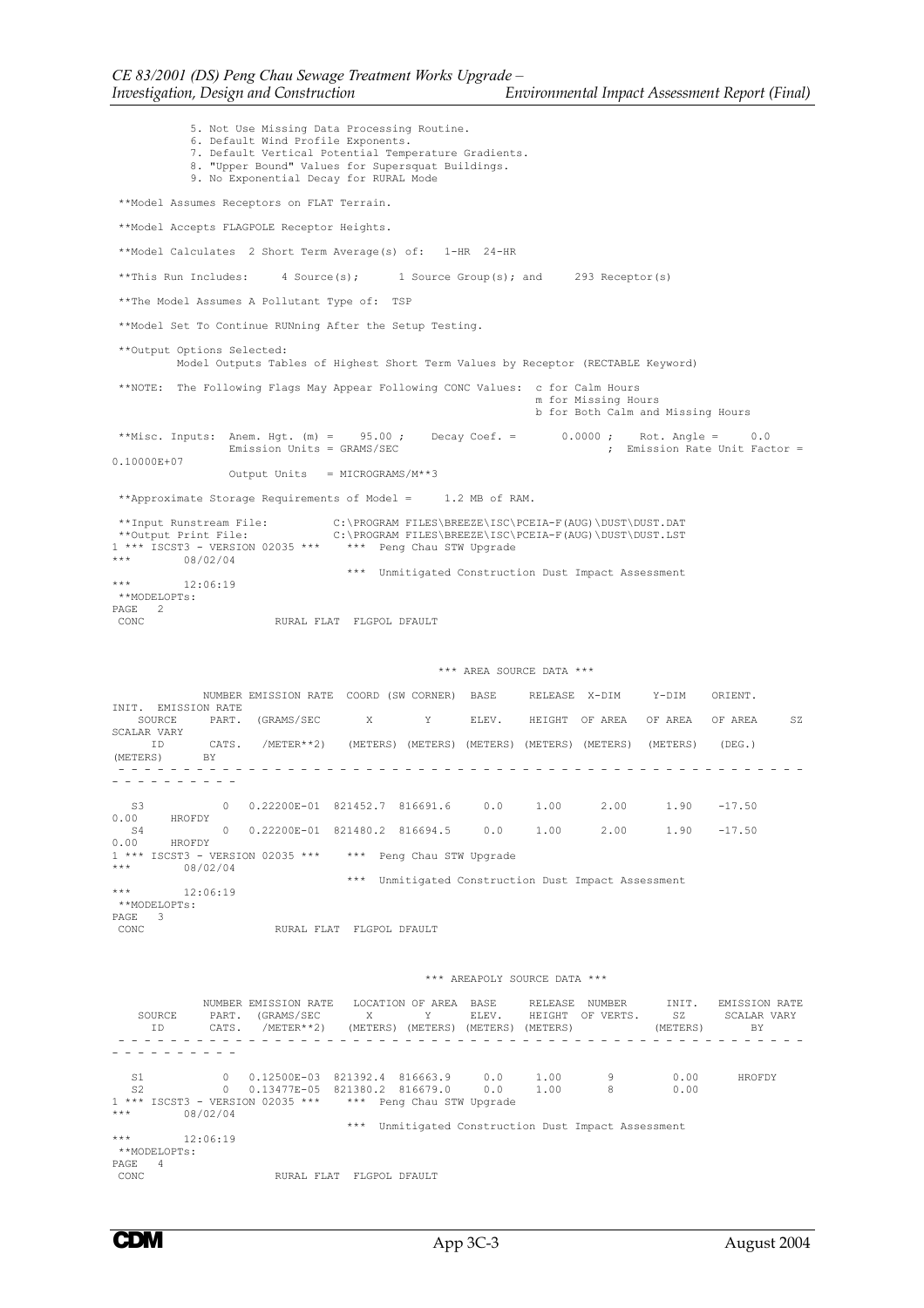```
          5. Not Use Missing Data Processing Routine.
          6. Default Wind Profile Exponents.
          7. Default Vertical Potential Temperature Gradients.
          8. "Upper Bound" Values for Supersquat Buildings.
          9. No Exponential Decay for RURAL Mode

 **Model Assumes Receptors on FLAT Terrain.

 **Model Accepts FLAGPOLE Receptor Heights.

 **Model Calculates  2 Short Term Average(s) of:   1-HR  24-HR

 **This Run Includes:     4 Source(s);      1 Source Group(s); and     293 Receptor(s)

 **The Model Assumes A Pollutant Type of:  TSP

 **Model Set To Continue RUNning After the Setup Testing.

 **Output Options Selected:
         Model Outputs Tables of Highest Short Term Values by Receptor (RECTABLE Keyword)

 **NOTE:  The Following Flags May Appear Following CONC Values:  c for Calm Hours
                                                                 m for Missing Hours
                                                                 b for Both Calm and Missing Hours

 **Misc. Inputs:  Anem. Hgt. (m) =    95.00 ;    Decay Coef. =       0.0000 ;    Rot. Angle =      0.0
                  Emission Units = GRAMS/SEC                                  ;  Emission Rate Unit Factor =
0.10000E+07
                  Output Units   = MICROGRAMS/M**3

 **Approximate Storage Requirements of Model =     1.2 MB of RAM.

 **Input Runstream File:          C:\PROGRAM FILES\BREEZE\ISC\PCEIA-F(AUG)\DUST\DUST.DAT
 **Output Print File:             C:\PROGRAM FILES\BREEZE\ISC\PCEIA-F(AUG)\DUST\DUST.LST
1 *** ISCST3 - VERSION 02035 ***    ***  Peng Chau STW Upgrade
***        08/02/04
                                    ***  Unmitigated Construction Dust Impact Assessment
***        12:06:19
 **MODELOPTs:
PAGE   2
 CONC                     RURAL FLAT  FLGPOL DFAULT


                                                  *** AREA SOURCE DATA ***

              NUMBER EMISSION RATE  COORD (SW CORNER)  BASE     RELEASE  X-DIM     Y-DIM    ORIENT.
INIT.  EMISSION RATE
   SOURCE      PART.  (GRAMS/SEC       X        Y      ELEV.    HEIGHT  OF AREA   OF AREA   OF AREA     SZ
SCALAR VARY
     ID        CATS.   /METER**2)   (METERS) (METERS) (METERS) (METERS) (METERS)  (METERS)   (DEG.)
(METERS)      BY
 - - - - - - - - - - - - - - - - - - - - - - - - - - - - - - - - - - - - - - - - - - - - - - - - - - -
- - - - - - - - - -

   S3            0   0.22200E-01  821452.7  816691.6     0.0     1.00      2.00      1.90    -17.50
0.00     HROFDY
   S4            0   0.22200E-01  821480.2  816694.5     0.0     1.00      2.00      1.90    -17.50
0.00     HROFDY
1 *** ISCST3 - VERSION 02035 ***    ***  Peng Chau STW Upgrade
***        08/02/04
                                    ***  Unmitigated Construction Dust Impact Assessment
***        12:06:19
 **MODELOPTs:
PAGE   3
 CONC                     RURAL FLAT  FLGPOL DFAULT


                                                  *** AREAPOLY SOURCE DATA ***

              NUMBER EMISSION RATE   LOCATION OF AREA  BASE     RELEASE  NUMBER      INIT.  EMISSION RATE
   SOURCE      PART.  (GRAMS/SEC       X        Y      ELEV.    HEIGHT  OF VERTS.     SZ      SCALAR VARY
     ID        CATS.   /METER**2)   (METERS) (METERS) (METERS) (METERS)           (METERS)        BY
 - - - - - - - - - - - - - - - - - - - - - - - - - - - - - - - - - - - - - - - - - - - - - - - - - - -
- - - - - - - - - -

   S1            0   0.12500E-03  821392.4  816663.9     0.0     1.00        9         0.00       HROFDY
   S2            0   0.13477E-05  821380.2  816679.0     0.0     1.00        8         0.00
1 *** ISCST3 - VERSION 02035 ***    ***  Peng Chau STW Upgrade
***        08/02/04
                                    ***  Unmitigated Construction Dust Impact Assessment
***        12:06:19
 **MODELOPTs:
PAGE   4
 CONC                     RURAL FLAT  FLGPOL DFAULT
```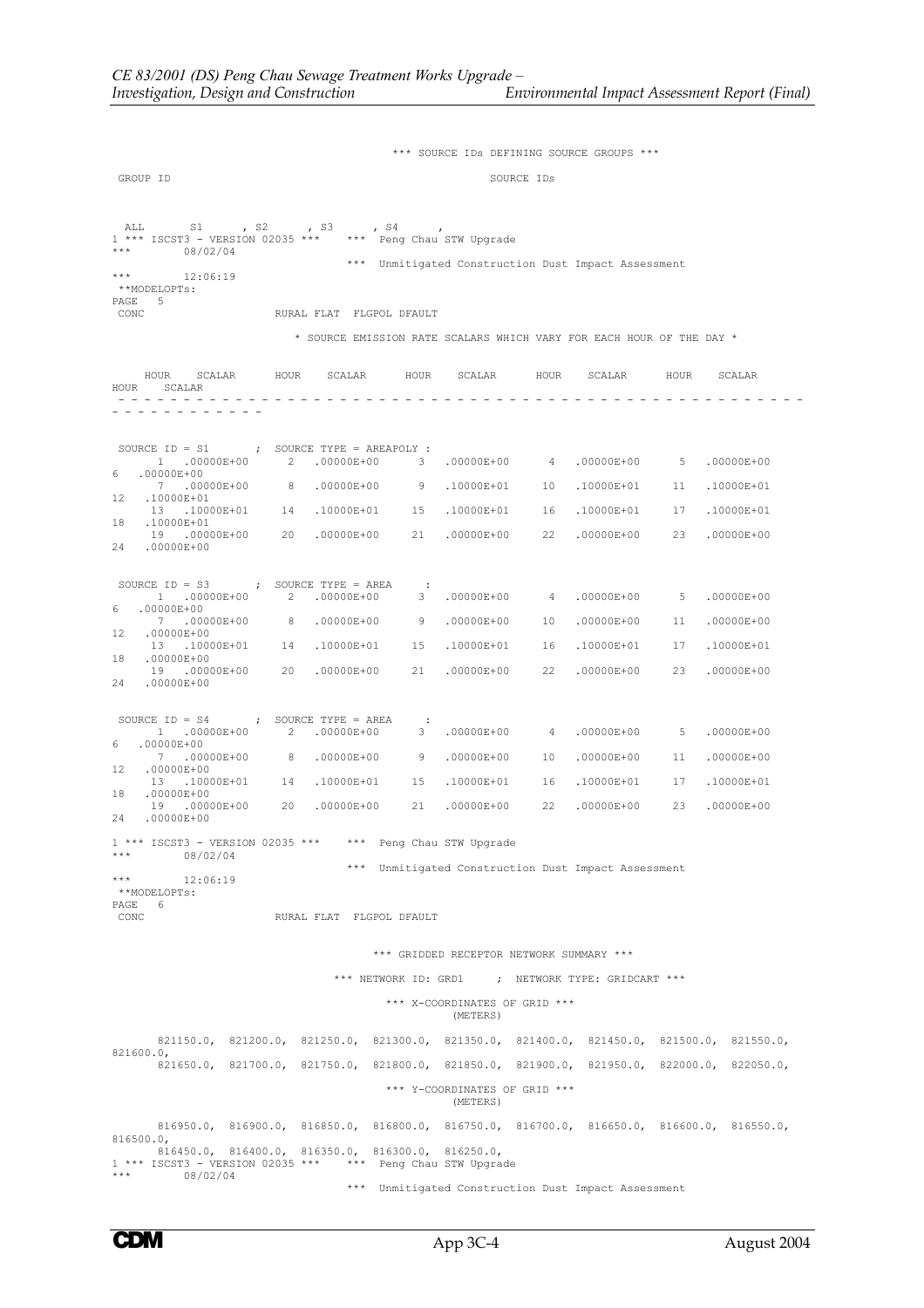```
                                        *** SOURCE IDs DEFINING SOURCE GROUPS ***

 GROUP ID                                                 SOURCE IDs


  ALL       S1      , S2      , S3      , S4      ,
1 *** ISCST3 - VERSION 02035 ***    *** Peng Chau STW Upgrade
***        08/02/04
                                *** Unmitigated Construction Dust Impact Assessment
***        12:06:19
 **MODELOPTs:
PAGE   5
 CONC                   RURAL FLAT  FLGPOL DFAULT

                              * SOURCE EMISSION RATE SCALARS WHICH VARY FOR EACH HOUR OF THE DAY *


     HOUR    SCALAR      HOUR    SCALAR      HOUR    SCALAR      HOUR    SCALAR      HOUR    SCALAR
HOUR    SCALAR
 - - - - - - - - - - - - - - - - - - - - - - - - - - - - - - - - - - - - - - - - - - - - - - - - -
- - - - - - - - - - - -


 SOURCE ID = S1      ;  SOURCE TYPE = AREAPOLY :
       1  .00000E+00     2  .00000E+00     3  .00000E+00     4  .00000E+00     5  .00000E+00
6   .00000E+00
       7  .00000E+00     8  .00000E+00     9  .10000E+01    10  .10000E+01    11  .10000E+01
12   .10000E+01
      13  .10000E+01    14  .10000E+01    15  .10000E+01    16  .10000E+01    17  .10000E+01
18   .10000E+01
      19  .00000E+00    20  .00000E+00    21  .00000E+00    22  .00000E+00    23  .00000E+00
24   .00000E+00


 SOURCE ID = S3      ;  SOURCE TYPE = AREA     :
       1  .00000E+00     2  .00000E+00     3  .00000E+00     4  .00000E+00     5  .00000E+00
6   .00000E+00
       7  .00000E+00     8  .00000E+00     9  .00000E+00    10  .00000E+00    11  .00000E+00
12   .00000E+00
      13  .10000E+01    14  .10000E+01    15  .10000E+01    16  .10000E+01    17  .10000E+01
18   .00000E+00
      19  .00000E+00    20  .00000E+00    21  .00000E+00    22  .00000E+00    23  .00000E+00
24   .00000E+00


 SOURCE ID = S4      ;  SOURCE TYPE = AREA     :
       1  .00000E+00     2  .00000E+00     3  .00000E+00     4  .00000E+00     5  .00000E+00
6   .00000E+00
       7  .00000E+00     8  .00000E+00     9  .00000E+00    10  .00000E+00    11  .00000E+00
12   .00000E+00
      13  .10000E+01    14  .10000E+01    15  .10000E+01    16  .10000E+01    17  .10000E+01
18   .00000E+00
      19  .00000E+00    20  .00000E+00    21  .00000E+00    22  .00000E+00    23  .00000E+00
24   .00000E+00

1 *** ISCST3 - VERSION 02035 ***    *** Peng Chau STW Upgrade
***        08/02/04
                                *** Unmitigated Construction Dust Impact Assessment
***        12:06:19
 **MODELOPTs:
PAGE   6
 CONC                   RURAL FLAT  FLGPOL DFAULT


                                    *** GRIDDED RECEPTOR NETWORK SUMMARY ***

                           *** NETWORK ID: GRD1     ;  NETWORK TYPE: GRIDCART ***

                                       *** X-COORDINATES OF GRID ***
                                                (METERS)

      821150.0,  821200.0,  821250.0,  821300.0,  821350.0,  821400.0,  821450.0,  821500.0,  821550.0,
821600.0,
      821650.0,  821700.0,  821750.0,  821800.0,  821850.0,  821900.0,  821950.0,  822000.0,  822050.0,

                                       *** Y-COORDINATES OF GRID ***
                                                (METERS)

      816950.0,  816900.0,  816850.0,  816800.0,  816750.0,  816700.0,  816650.0,  816600.0,  816550.0,
816500.0,
      816450.0,  816400.0,  816350.0,  816300.0,  816250.0,
1 *** ISCST3 - VERSION 02035 ***    *** Peng Chau STW Upgrade
***        08/02/04
                                *** Unmitigated Construction Dust Impact Assessment
```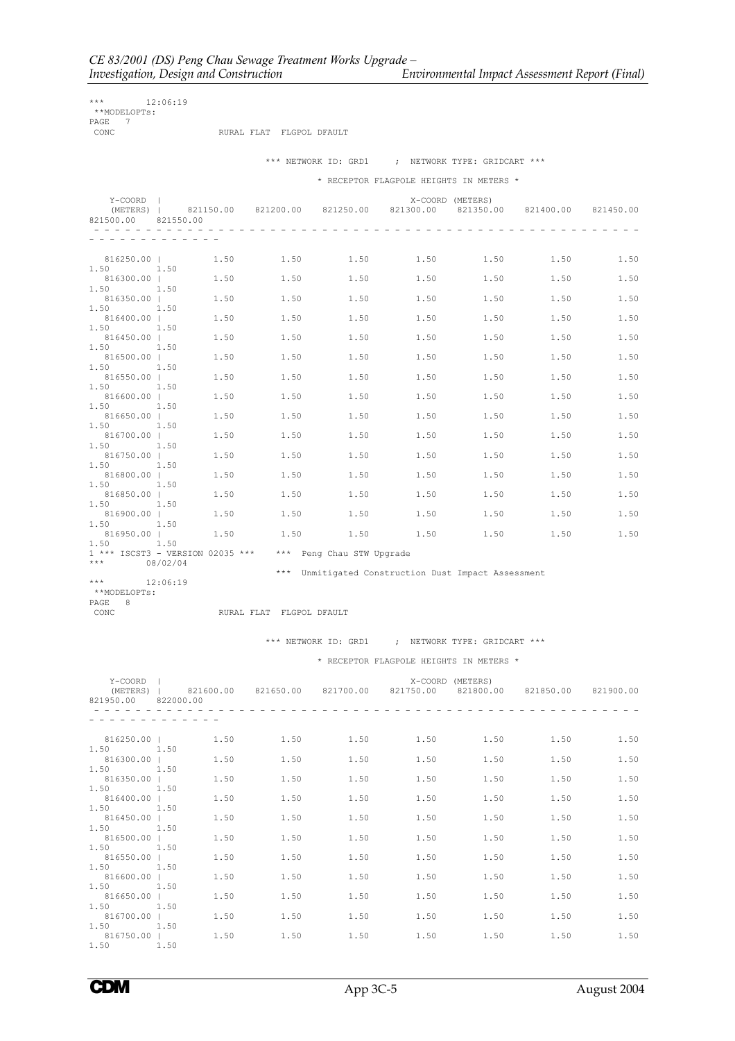```
***        12:06:19
 **MODELOPTs:
PAGE   7
 CONC                    RURAL FLAT  FLGPOL DFAULT

                              *** NETWORK ID: GRD1    ;  NETWORK TYPE: GRIDCART ***

                                        * RECEPTOR FLAGPOLE HEIGHTS IN METERS *
```

| Y-COORD (METERS) | 821150.00 | 821200.00 | 821250.00 | 821300.00 | 821350.00 | 821400.00 | 821450.00 | 821500.00 | 821550.00 |
|---|---|---|---|---|---|---|---|---|---|
| 816250.00 | 1.50 | 1.50 | 1.50 | 1.50 | 1.50 | 1.50 | 1.50 | 1.50 | 1.50 |
| 816300.00 | 1.50 | 1.50 | 1.50 | 1.50 | 1.50 | 1.50 | 1.50 | 1.50 | 1.50 |
| 816350.00 | 1.50 | 1.50 | 1.50 | 1.50 | 1.50 | 1.50 | 1.50 | 1.50 | 1.50 |
| 816400.00 | 1.50 | 1.50 | 1.50 | 1.50 | 1.50 | 1.50 | 1.50 | 1.50 | 1.50 |
| 816450.00 | 1.50 | 1.50 | 1.50 | 1.50 | 1.50 | 1.50 | 1.50 | 1.50 | 1.50 |
| 816500.00 | 1.50 | 1.50 | 1.50 | 1.50 | 1.50 | 1.50 | 1.50 | 1.50 | 1.50 |
| 816550.00 | 1.50 | 1.50 | 1.50 | 1.50 | 1.50 | 1.50 | 1.50 | 1.50 | 1.50 |
| 816600.00 | 1.50 | 1.50 | 1.50 | 1.50 | 1.50 | 1.50 | 1.50 | 1.50 | 1.50 |
| 816650.00 | 1.50 | 1.50 | 1.50 | 1.50 | 1.50 | 1.50 | 1.50 | 1.50 | 1.50 |
| 816700.00 | 1.50 | 1.50 | 1.50 | 1.50 | 1.50 | 1.50 | 1.50 | 1.50 | 1.50 |
| 816750.00 | 1.50 | 1.50 | 1.50 | 1.50 | 1.50 | 1.50 | 1.50 | 1.50 | 1.50 |
| 816800.00 | 1.50 | 1.50 | 1.50 | 1.50 | 1.50 | 1.50 | 1.50 | 1.50 | 1.50 |
| 816850.00 | 1.50 | 1.50 | 1.50 | 1.50 | 1.50 | 1.50 | 1.50 | 1.50 | 1.50 |
| 816900.00 | 1.50 | 1.50 | 1.50 | 1.50 | 1.50 | 1.50 | 1.50 | 1.50 | 1.50 |
| 816950.00 | 1.50 | 1.50 | 1.50 | 1.50 | 1.50 | 1.50 | 1.50 | 1.50 | 1.50 |

```
1 *** ISCST3 - VERSION 02035 ***    *** Peng Chau STW Upgrade
***        08/02/04
                                    ***  Unmitigated Construction Dust Impact Assessment
***        12:06:19
 **MODELOPTs:
PAGE   8
 CONC                    RURAL FLAT  FLGPOL DFAULT

                              *** NETWORK ID: GRD1    ;  NETWORK TYPE: GRIDCART ***

                                        * RECEPTOR FLAGPOLE HEIGHTS IN METERS *
```

| Y-COORD (METERS) | 821600.00 | 821650.00 | 821700.00 | 821750.00 | 821800.00 | 821850.00 | 821900.00 | 821950.00 | 822000.00 |
|---|---|---|---|---|---|---|---|---|---|
| 816250.00 | 1.50 | 1.50 | 1.50 | 1.50 | 1.50 | 1.50 | 1.50 | 1.50 | 1.50 |
| 816300.00 | 1.50 | 1.50 | 1.50 | 1.50 | 1.50 | 1.50 | 1.50 | 1.50 | 1.50 |
| 816350.00 | 1.50 | 1.50 | 1.50 | 1.50 | 1.50 | 1.50 | 1.50 | 1.50 | 1.50 |
| 816400.00 | 1.50 | 1.50 | 1.50 | 1.50 | 1.50 | 1.50 | 1.50 | 1.50 | 1.50 |
| 816450.00 | 1.50 | 1.50 | 1.50 | 1.50 | 1.50 | 1.50 | 1.50 | 1.50 | 1.50 |
| 816500.00 | 1.50 | 1.50 | 1.50 | 1.50 | 1.50 | 1.50 | 1.50 | 1.50 | 1.50 |
| 816550.00 | 1.50 | 1.50 | 1.50 | 1.50 | 1.50 | 1.50 | 1.50 | 1.50 | 1.50 |
| 816600.00 | 1.50 | 1.50 | 1.50 | 1.50 | 1.50 | 1.50 | 1.50 | 1.50 | 1.50 |
| 816650.00 | 1.50 | 1.50 | 1.50 | 1.50 | 1.50 | 1.50 | 1.50 | 1.50 | 1.50 |
| 816700.00 | 1.50 | 1.50 | 1.50 | 1.50 | 1.50 | 1.50 | 1.50 | 1.50 | 1.50 |
| 816750.00 | 1.50 | 1.50 | 1.50 | 1.50 | 1.50 | 1.50 | 1.50 | 1.50 | 1.50 |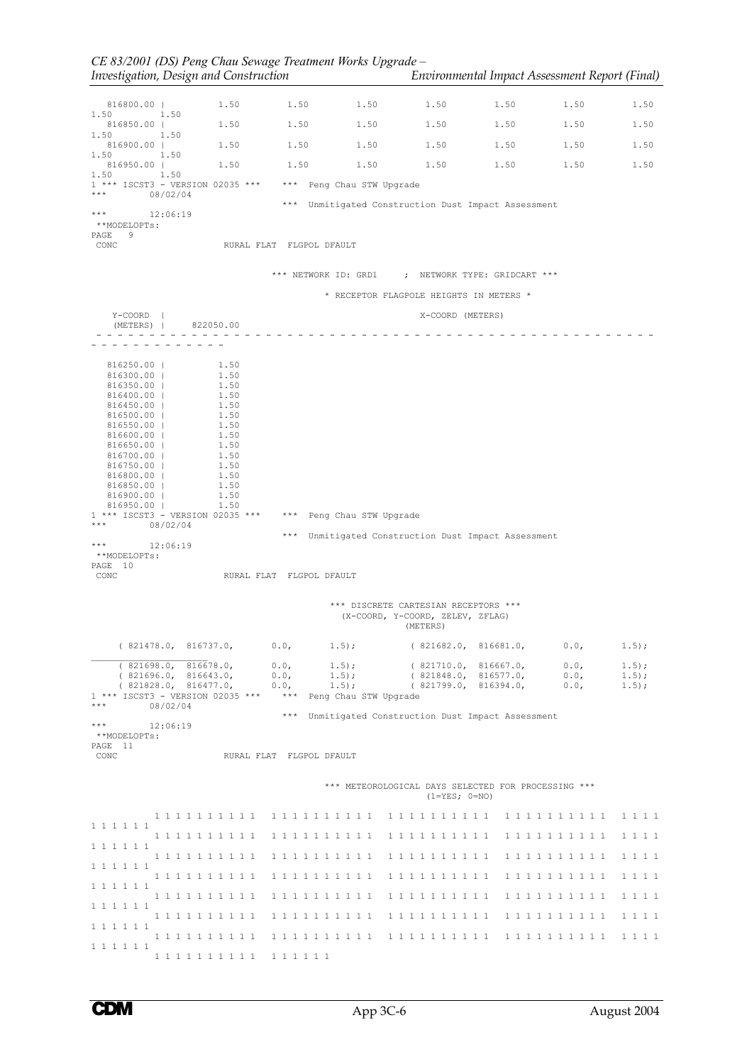```
  816800.00 |         1.50        1.50        1.50        1.50        1.50        1.50        1.50
1.50        1.50
  816850.00 |         1.50        1.50        1.50        1.50        1.50        1.50        1.50
1.50        1.50
  816900.00 |         1.50        1.50        1.50        1.50        1.50        1.50        1.50
1.50        1.50
  816950.00 |         1.50        1.50        1.50        1.50        1.50        1.50        1.50
1.50        1.50
1 *** ISCST3 - VERSION 02035 ***    *** Peng Chau STW Upgrade
***        08/02/04
                                    *** Unmitigated Construction Dust Impact Assessment
***        12:06:19
 **MODELOPTs:
PAGE   9
 CONC                     RURAL FLAT  FLGPOL DFAULT


                              *** NETWORK ID: GRD1    ; NETWORK TYPE: GRIDCART ***

                                    * RECEPTOR FLAGPOLE HEIGHTS IN METERS *

    Y-COORD  |                                              X-COORD (METERS)
    (METERS) |      822050.00
 - - - - - - - - - - - - - - - - - - - - - - - - - - - - - - - - - - - - - - - - - - - - - - -
- - - - - - - - - - - -

   816250.00 |         1.50
   816300.00 |         1.50
   816350.00 |         1.50
   816400.00 |         1.50
   816450.00 |         1.50
   816500.00 |         1.50
   816550.00 |         1.50
   816600.00 |         1.50
   816650.00 |         1.50
   816700.00 |         1.50
   816750.00 |         1.50
   816800.00 |         1.50
   816850.00 |         1.50
   816900.00 |         1.50
   816950.00 |         1.50
1 *** ISCST3 - VERSION 02035 ***    *** Peng Chau STW Upgrade
***        08/02/04
                                    *** Unmitigated Construction Dust Impact Assessment
***        12:06:19
 **MODELOPTs:
PAGE  10
 CONC                     RURAL FLAT  FLGPOL DFAULT


                                        *** DISCRETE CARTESIAN RECEPTORS ***
                                          (X-COORD, Y-COORD, ZELEV, ZFLAG)
                                                      (METERS)

    ( 821478.0,  816737.0,       0.0,       1.5);         ( 821682.0,  816681.0,       0.0,       1.5);
___________________________________
    ( 821698.0,  816678.0,       0.0,       1.5);         ( 821710.0,  816667.0,       0.0,       1.5);
    ( 821696.0,  816643.0,       0.0,       1.5);         ( 821848.0,  816577.0,       0.0,       1.5);
    ( 821828.0,  816477.0,       0.0,       1.5);         ( 821799.0,  816394.0,       0.0,       1.5);
1 *** ISCST3 - VERSION 02035 ***    *** Peng Chau STW Upgrade
***        08/02/04
                                    *** Unmitigated Construction Dust Impact Assessment
***        12:06:19
 **MODELOPTs:
PAGE  11
 CONC                     RURAL FLAT  FLGPOL DFAULT


                                        *** METEOROLOGICAL DAYS SELECTED FOR PROCESSING ***
                                                        (1=YES; 0=NO)

          1 1 1 1 1 1 1 1 1 1  1 1 1 1 1 1 1 1 1 1  1 1 1 1 1 1 1 1 1 1  1 1 1 1 1 1 1 1 1 1  1 1 1 1
1 1 1 1 1 1
          1 1 1 1 1 1 1 1 1 1  1 1 1 1 1 1 1 1 1 1  1 1 1 1 1 1 1 1 1 1  1 1 1 1 1 1 1 1 1 1  1 1 1 1
1 1 1 1 1 1
          1 1 1 1 1 1 1 1 1 1  1 1 1 1 1 1 1 1 1 1  1 1 1 1 1 1 1 1 1 1  1 1 1 1 1 1 1 1 1 1  1 1 1 1
1 1 1 1 1 1
          1 1 1 1 1 1 1 1 1 1  1 1 1 1 1 1 1 1 1 1  1 1 1 1 1 1 1 1 1 1  1 1 1 1 1 1 1 1 1 1  1 1 1 1
1 1 1 1 1 1
          1 1 1 1 1 1 1 1 1 1  1 1 1 1 1 1 1 1 1 1  1 1 1 1 1 1 1 1 1 1  1 1 1 1 1 1 1 1 1 1  1 1 1 1
1 1 1 1 1 1
          1 1 1 1 1 1 1 1 1 1  1 1 1 1 1 1 1 1 1 1  1 1 1 1 1 1 1 1 1 1  1 1 1 1 1 1 1 1 1 1  1 1 1 1
1 1 1 1 1 1
          1 1 1 1 1 1 1 1 1 1  1 1 1 1 1 1 1 1 1 1  1 1 1 1 1 1 1 1 1 1  1 1 1 1 1 1 1 1 1 1  1 1 1 1
1 1 1 1 1 1
          1 1 1 1 1 1 1 1 1 1  1 1 1 1 1 1
```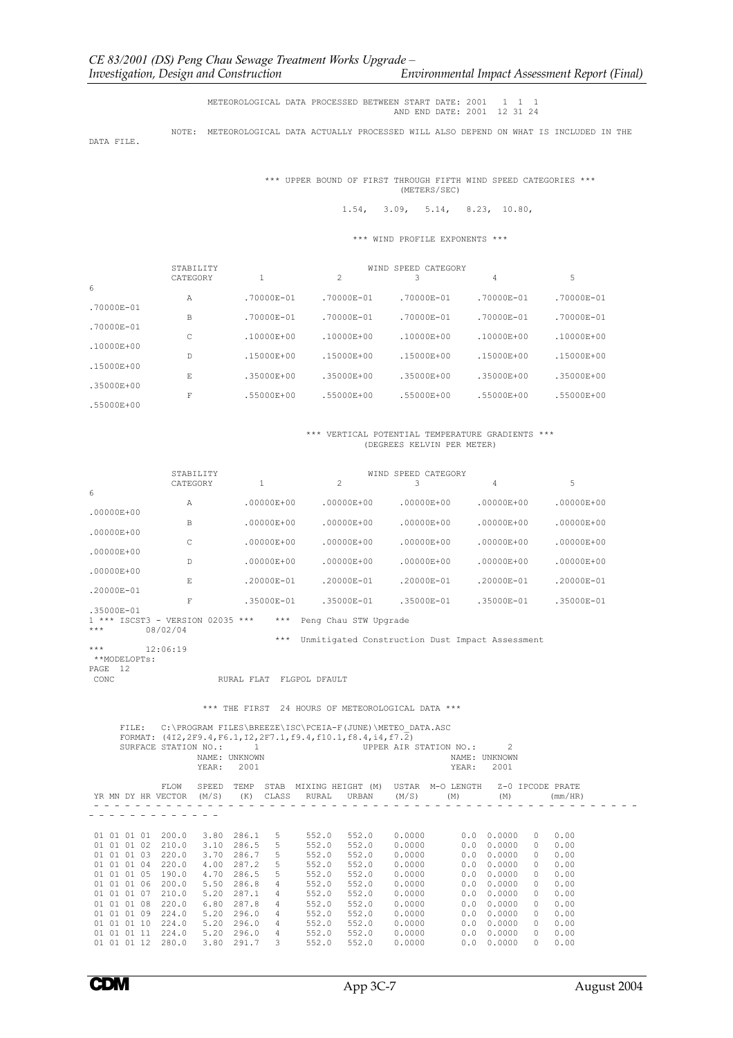METEOROLOGICAL DATA PROCESSED BETWEEN START DATE: 2001 1 1 1
AND END DATE: 2001 12 31 24

NOTE: METEOROLOGICAL DATA ACTUALLY PROCESSED WILL ALSO DEPEND ON WHAT IS INCLUDED IN THE DATA FILE.

*** UPPER BOUND OF FIRST THROUGH FIFTH WIND SPEED CATEGORIES ***
(METERS/SEC)

1.54, 3.09, 5.14, 8.23, 10.80,

*** WIND PROFILE EXPONENTS ***

| STABILITY CATEGORY | WIND SPEED CATEGORY 1 | 2 | 3 | 4 | 5 | 6 |
|---|---|---|---|---|---|---|
| A | .70000E-01 | .70000E-01 | .70000E-01 | .70000E-01 | .70000E-01 | .70000E-01 |
| B | .70000E-01 | .70000E-01 | .70000E-01 | .70000E-01 | .70000E-01 | .70000E-01 |
| C | .10000E+00 | .10000E+00 | .10000E+00 | .10000E+00 | .10000E+00 | .10000E+00 |
| D | .15000E+00 | .15000E+00 | .15000E+00 | .15000E+00 | .15000E+00 | .15000E+00 |
| E | .35000E+00 | .35000E+00 | .35000E+00 | .35000E+00 | .35000E+00 | .35000E+00 |
| F | .55000E+00 | .55000E+00 | .55000E+00 | .55000E+00 | .55000E+00 | .55000E+00 |

*** VERTICAL POTENTIAL TEMPERATURE GRADIENTS ***
(DEGREES KELVIN PER METER)

| STABILITY CATEGORY | WIND SPEED CATEGORY 1 | 2 | 3 | 4 | 5 | 6 |
|---|---|---|---|---|---|---|
| A | .00000E+00 | .00000E+00 | .00000E+00 | .00000E+00 | .00000E+00 | .00000E+00 |
| B | .00000E+00 | .00000E+00 | .00000E+00 | .00000E+00 | .00000E+00 | .00000E+00 |
| C | .00000E+00 | .00000E+00 | .00000E+00 | .00000E+00 | .00000E+00 | .00000E+00 |
| D | .00000E+00 | .00000E+00 | .00000E+00 | .00000E+00 | .00000E+00 | .00000E+00 |
| E | .20000E-01 | .20000E-01 | .20000E-01 | .20000E-01 | .20000E-01 | .20000E-01 |
| F | .35000E-01 | .35000E-01 | .35000E-01 | .35000E-01 | .35000E-01 | .35000E-01 |

```
1 *** ISCST3 - VERSION 02035 ***    *** Peng Chau STW Upgrade
***        08/02/04
                                    *** Unmitigated Construction Dust Impact Assessment
***        12:06:19
 **MODELOPTs:
PAGE  12
 CONC                     RURAL FLAT  FLGPOL DFAULT
```

*** THE FIRST 24 HOURS OF METEOROLOGICAL DATA ***

```
FILE:  C:\PROGRAM FILES\BREEZE\ISC\PCEIA-F(JUNE)\METEO_DATA.ASC
FORMAT: (4I2,2F9.4,F6.1,I2,2F7.1,f9.4,f10.1,f8.4,i4,f7.2)
SURFACE STATION NO.:     1                    UPPER AIR STATION NO.:      2
             NAME: UNKNOWN                                     NAME: UNKNOWN
             YEAR:  2001                                       YEAR:  2001
```

| YR MN DY HR | FLOW VECTOR | SPEED (M/S) | TEMP (K) | STAB CLASS | MIXING HEIGHT (M) RURAL | URBAN | USTAR (M/S) | M-O LENGTH (M) | Z-0 (M) | IPCODE | PRATE (mm/HR) |
|---|---|---|---|---|---|---|---|---|---|---|---|
| 01 01 01 01 | 200.0 | 3.80 | 286.1 | 5 | 552.0 | 552.0 | 0.0000 | 0.0 | 0.0000 | 0 | 0.00 |
| 01 01 01 02 | 210.0 | 3.10 | 286.5 | 5 | 552.0 | 552.0 | 0.0000 | 0.0 | 0.0000 | 0 | 0.00 |
| 01 01 01 03 | 220.0 | 3.70 | 286.7 | 5 | 552.0 | 552.0 | 0.0000 | 0.0 | 0.0000 | 0 | 0.00 |
| 01 01 01 04 | 220.0 | 4.00 | 287.2 | 5 | 552.0 | 552.0 | 0.0000 | 0.0 | 0.0000 | 0 | 0.00 |
| 01 01 01 05 | 190.0 | 4.70 | 286.5 | 5 | 552.0 | 552.0 | 0.0000 | 0.0 | 0.0000 | 0 | 0.00 |
| 01 01 01 06 | 200.0 | 5.50 | 286.8 | 4 | 552.0 | 552.0 | 0.0000 | 0.0 | 0.0000 | 0 | 0.00 |
| 01 01 01 07 | 210.0 | 5.20 | 287.1 | 4 | 552.0 | 552.0 | 0.0000 | 0.0 | 0.0000 | 0 | 0.00 |
| 01 01 01 08 | 220.0 | 6.80 | 287.8 | 4 | 552.0 | 552.0 | 0.0000 | 0.0 | 0.0000 | 0 | 0.00 |
| 01 01 01 09 | 224.0 | 5.20 | 296.0 | 4 | 552.0 | 552.0 | 0.0000 | 0.0 | 0.0000 | 0 | 0.00 |
| 01 01 01 10 | 224.0 | 5.20 | 296.0 | 4 | 552.0 | 552.0 | 0.0000 | 0.0 | 0.0000 | 0 | 0.00 |
| 01 01 01 11 | 224.0 | 5.20 | 296.0 | 4 | 552.0 | 552.0 | 0.0000 | 0.0 | 0.0000 | 0 | 0.00 |
| 01 01 01 12 | 280.0 | 3.80 | 291.7 | 3 | 552.0 | 552.0 | 0.0000 | 0.0 | 0.0000 | 0 | 0.00 |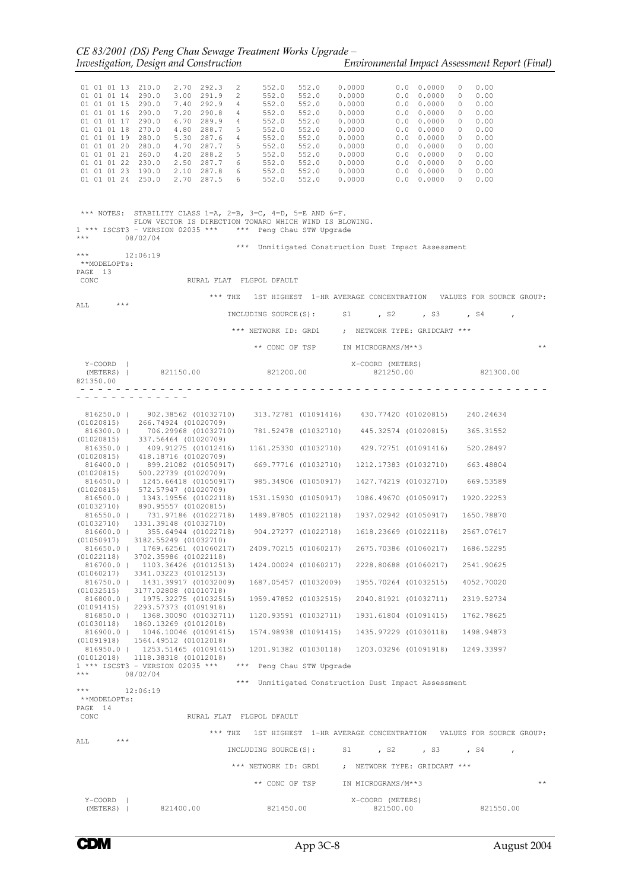```
 01 01 01 13  210.0   2.70  292.3   2     552.0   552.0    0.0000       0.0  0.0000   0   0.00
 01 01 01 14  290.0   3.00  291.9   2     552.0   552.0    0.0000       0.0  0.0000   0   0.00
 01 01 01 15  290.0   7.40  292.9   4     552.0   552.0    0.0000       0.0  0.0000   0   0.00
 01 01 01 16  290.0   7.20  290.8   4     552.0   552.0    0.0000       0.0  0.0000   0   0.00
 01 01 01 17  290.0   6.70  289.9   4     552.0   552.0    0.0000       0.0  0.0000   0   0.00
 01 01 01 18  270.0   4.80  288.7   5     552.0   552.0    0.0000       0.0  0.0000   0   0.00
 01 01 01 19  280.0   5.30  287.6   4     552.0   552.0    0.0000       0.0  0.0000   0   0.00
 01 01 01 20  280.0   4.70  287.7   5     552.0   552.0    0.0000       0.0  0.0000   0   0.00
 01 01 01 21  260.0   4.20  288.2   5     552.0   552.0    0.0000       0.0  0.0000   0   0.00
 01 01 01 22  230.0   2.50  287.7   6     552.0   552.0    0.0000       0.0  0.0000   0   0.00
 01 01 01 23  190.0   2.10  287.8   6     552.0   552.0    0.0000       0.0  0.0000   0   0.00
 01 01 01 24  250.0   2.70  287.5   6     552.0   552.0    0.0000       0.0  0.0000   0   0.00


 *** NOTES:  STABILITY CLASS 1=A, 2=B, 3=C, 4=D, 5=E AND 6=F.
             FLOW VECTOR IS DIRECTION TOWARD WHICH WIND IS BLOWING.
1 *** ISCST3 - VERSION 02035 ***    *** Peng Chau STW Upgrade
***        08/02/04
                                     ***  Unmitigated Construction Dust Impact Assessment
***        12:06:19
 **MODELOPTs:
PAGE  13
 CONC                     RURAL FLAT  FLGPOL DFAULT

                               *** THE   1ST HIGHEST  1-HR AVERAGE CONCENTRATION   VALUES FOR SOURCE GROUP:
ALL      ***
                                          INCLUDING SOURCE(S):      S1      , S2      , S3      , S4      ,

                                        *** NETWORK ID: GRD1     ;  NETWORK TYPE: GRIDCART ***

                                              ** CONC OF TSP      IN MICROGRAMS/M**3                               **

  Y-COORD  |                                                   X-COORD (METERS)
  (METERS) |       821150.00              821200.00              821250.00              821300.00
821350.00
 - - - - - - - - - - - - - - - - - - - - - - - - - - - - - - - - - - - - - - - - - - - - - - - - - -
 - - - - - - - - - - - - -

  816250.0 |    902.38562 (01032710)    313.72781 (01091416)    430.77420 (01020815)    240.24634
(01020815)    266.74924 (01020709)
  816300.0 |    706.29968 (01032710)    781.52478 (01032710)    445.32574 (01020815)    365.31552
(01020815)    337.56464 (01020709)
  816350.0 |    409.91275 (01012416)   1161.25330 (01032710)    429.72751 (01091416)    520.28497
(01020815)    418.18716 (01020709)
  816400.0 |    899.21082 (01050917)    669.77716 (01032710)   1212.17383 (01032710)    663.48804
(01020815)    500.22739 (01020709)
  816450.0 |   1245.66418 (01050917)    985.34906 (01050917)   1427.74219 (01032710)    669.53589
(01020815)    572.57947 (01020709)
  816500.0 |   1343.19556 (01022118)   1531.15930 (01050917)   1086.49670 (01050917)   1920.22253
(01032710)    890.95557 (01020815)
  816550.0 |    731.97186 (01022718)   1489.87805 (01022118)   1937.02942 (01050917)   1650.78870
(01032710)   1331.39148 (01032710)
  816600.0 |    355.64944 (01022718)    904.27277 (01022718)   1618.23669 (01022118)   2567.07617
(01050917)   3182.55249 (01032710)
  816650.0 |   1769.62561 (01060217)   2409.70215 (01060217)   2675.70386 (01060217)   1686.52295
(01022118)   3702.35986 (01022118)
  816700.0 |   1103.36426 (01012513)   1424.00024 (01060217)   2228.80688 (01060217)   2541.90625
(01060217)   3341.03223 (01012513)
  816750.0 |   1431.39917 (01032009)   1687.05457 (01032009)   1955.70264 (01032515)   4052.70020
(01032515)   3177.02808 (01010718)
  816800.0 |   1975.32275 (01032515)   1959.47852 (01032515)   2040.81921 (01032711)   2319.52734
(01091415)   2293.57373 (01091918)
  816850.0 |   1368.30090 (01032711)   1120.93591 (01032711)   1931.61804 (01091415)   1762.78625
(01030118)   1860.13269 (01012018)
  816900.0 |   1046.10046 (01091415)   1574.98938 (01091415)   1435.97229 (01030118)   1498.94873
(01091918)   1564.49512 (01012018)
  816950.0 |   1253.51465 (01091415)   1201.91382 (01030118)   1203.03296 (01091918)   1249.33997
(01012018)   1118.38318 (01012018)
1 *** ISCST3 - VERSION 02035 ***    *** Peng Chau STW Upgrade
***        08/02/04
                                     ***  Unmitigated Construction Dust Impact Assessment
***        12:06:19
 **MODELOPTs:
PAGE  14
 CONC                     RURAL FLAT  FLGPOL DFAULT

                               *** THE   1ST HIGHEST  1-HR AVERAGE CONCENTRATION   VALUES FOR SOURCE GROUP:
ALL      ***
                                          INCLUDING SOURCE(S):      S1      , S2      , S3      , S4      ,

                                        *** NETWORK ID: GRD1     ;  NETWORK TYPE: GRIDCART ***

                                              ** CONC OF TSP      IN MICROGRAMS/M**3                               **

  Y-COORD  |                                                   X-COORD (METERS)
  (METERS) |       821400.00              821450.00              821500.00              821550.00
```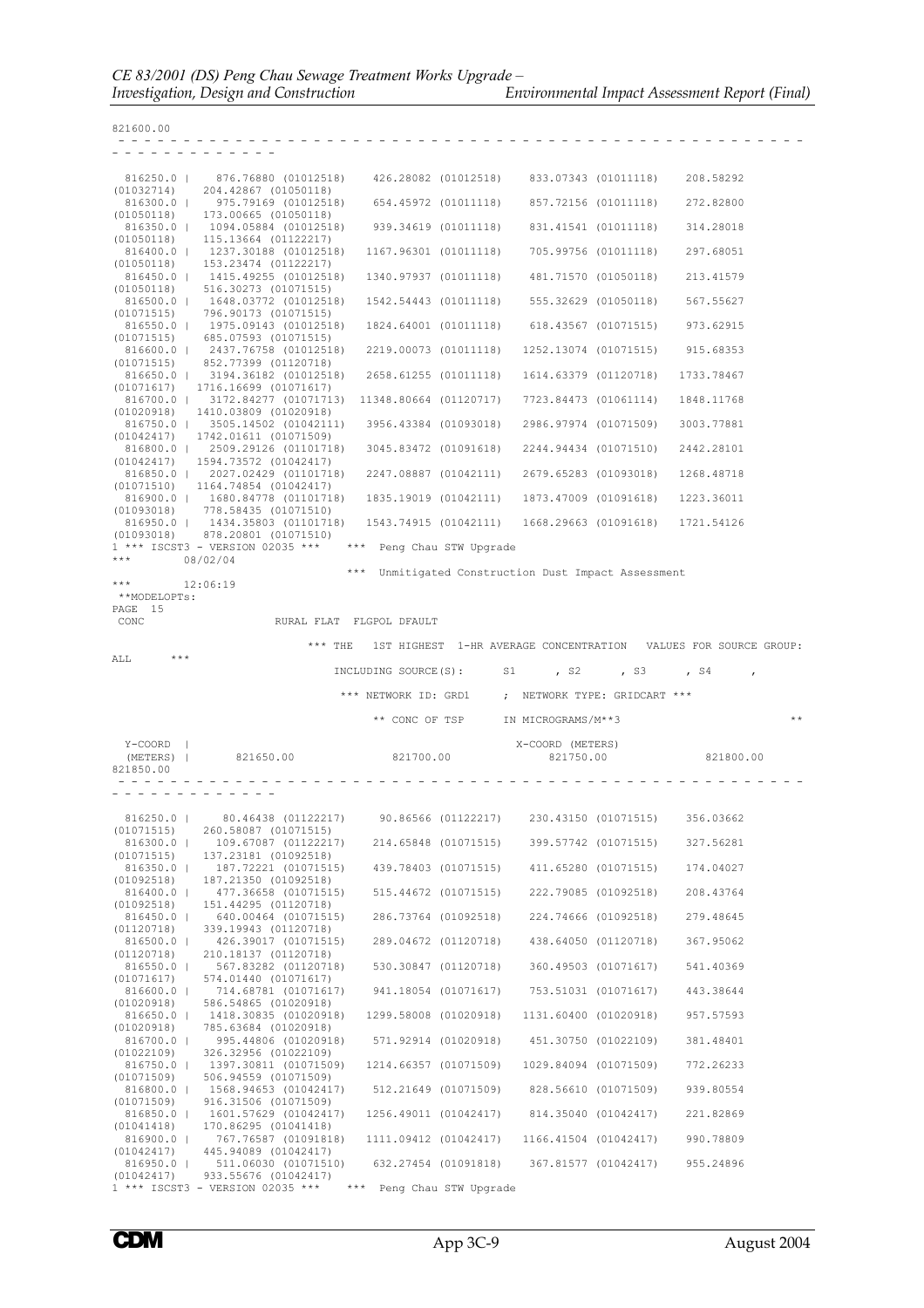```
821600.00
 - - - - - - - - - - - - - - - - - - - - - - - - - - - - - - - - - - - - - - - - - - - - - - -
- - - - - - - - - - - - -

  816250.0 |    876.76880 (01012518)    426.28082 (01012518)    833.07343 (01011118)    208.58292
(01032714)    204.42867 (01050118)
  816300.0 |    975.79169 (01012518)    654.45972 (01011118)    857.72156 (01011118)    272.82800
(01050118)    173.00665 (01050118)
  816350.0 |   1094.05884 (01012518)    939.34619 (01011118)    831.41541 (01011118)    314.28018
(01050118)    115.13664 (01122217)
  816400.0 |   1237.30188 (01012518)   1167.96301 (01011118)    705.99756 (01011118)    297.68051
(01050118)    153.23474 (01122217)
  816450.0 |   1415.49255 (01012518)   1340.97937 (01011118)    481.71570 (01050118)    213.41579
(01050118)    516.30273 (01071515)
  816500.0 |   1648.03772 (01012518)   1542.54443 (01011118)    555.32629 (01050118)    567.55627
(01071515)    796.90173 (01071515)
  816550.0 |   1975.09143 (01012518)   1824.64001 (01011118)    618.43567 (01071515)    973.62915
(01071515)    685.07593 (01071515)
  816600.0 |   2437.76758 (01012518)   2219.00073 (01011118)   1252.13074 (01071515)    915.68353
(01071515)    852.77399 (01120718)
  816650.0 |   3194.36182 (01012518)   2658.61255 (01011118)   1614.63379 (01120718)   1733.78467
(01071617)   1716.16699 (01071617)
  816700.0 |   3172.84277 (01071713)  11348.80664 (01120717)   7723.84473 (01061114)   1848.11768
(01020918)   1410.03809 (01020918)
  816750.0 |   3505.14502 (01042111)   3956.43384 (01093018)   2986.97974 (01071509)   3003.77881
(01042417)   1742.01611 (01071509)
  816800.0 |   2509.29126 (01101718)   3045.83472 (01091618)   2244.94434 (01071510)   2442.28101
(01042417)   1594.73572 (01042417)
  816850.0 |   2027.02429 (01101718)   2247.08887 (01042111)   2679.65283 (01093018)   1268.48718
(01071510)   1164.74854 (01042417)
  816900.0 |   1680.84778 (01101718)   1835.19019 (01042111)   1873.47009 (01091618)   1223.36011
(01093018)    778.58435 (01071510)
  816950.0 |   1434.35803 (01101718)   1543.74915 (01042111)   1668.29663 (01091618)   1721.54126
(01093018)    878.20801 (01071510)
1 *** ISCST3 - VERSION 02035 ***     ***  Peng Chau STW Upgrade
***        08/02/04
                                  ***  Unmitigated Construction Dust Impact Assessment
***        12:06:19
 **MODELOPTs:
PAGE  15
 CONC                    RURAL FLAT  FLGPOL DFAULT

                        *** THE   1ST HIGHEST  1-HR AVERAGE CONCENTRATION   VALUES FOR SOURCE GROUP:
ALL      ***
                              INCLUDING SOURCE(S):      S1      , S2      , S3      , S4      ,

                             *** NETWORK ID: GRD1     ; NETWORK TYPE: GRIDCART ***

                                 ** CONC OF TSP      IN MICROGRAMS/M**3                              **

  Y-COORD  |                                               X-COORD (METERS)
  (METERS) |       821650.00              821700.00              821750.00              821800.00
821850.00
 - - - - - - - - - - - - - - - - - - - - - - - - - - - - - - - - - - - - - - - - - - - - - - -
- - - - - - - - - - - - -

  816250.0 |     80.46438 (01122217)     90.86566 (01122217)    230.43150 (01071515)    356.03662
(01071515)    260.58087 (01071515)
  816300.0 |    109.67087 (01122217)    214.65848 (01071515)    399.57742 (01071515)    327.56281
(01071515)    137.23181 (01092518)
  816350.0 |    187.72221 (01071515)    439.78403 (01071515)    411.65280 (01071515)    174.04027
(01092518)    187.21350 (01092518)
  816400.0 |    477.36658 (01071515)    515.44672 (01071515)    222.79085 (01092518)    208.43764
(01092518)    151.44295 (01120718)
  816450.0 |    640.00464 (01071515)    286.73764 (01092518)    224.74666 (01092518)    279.48645
(01120718)    339.19943 (01120718)
  816500.0 |    426.39017 (01071515)    289.04672 (01120718)    438.64050 (01120718)    367.95062
(01120718)    210.18137 (01120718)
  816550.0 |    567.83282 (01120718)    530.30847 (01120718)    360.49503 (01071617)    541.40369
(01071617)    574.01440 (01071617)
  816600.0 |    714.68781 (01071617)    941.18054 (01071617)    753.51031 (01071617)    443.38644
(01020918)    586.54865 (01020918)
  816650.0 |   1418.30835 (01020918)   1299.58008 (01020918)   1131.60400 (01020918)    957.57593
(01020918)    785.63684 (01020918)
  816700.0 |    995.44806 (01020918)    571.92914 (01020918)    451.30750 (01022109)    381.48401
(01022109)    326.32956 (01022109)
  816750.0 |   1397.30811 (01071509)   1214.66357 (01071509)   1029.84094 (01071509)    772.26233
(01071509)    506.94559 (01071509)
  816800.0 |   1568.94653 (01042417)    512.21649 (01071509)    828.56610 (01071509)    939.80554
(01071509)    916.31506 (01071509)
  816850.0 |   1601.57629 (01042417)   1256.49011 (01042417)    814.35040 (01042417)    221.82869
(01041418)    170.86295 (01041418)
  816900.0 |    767.76587 (01091818)   1111.09412 (01042417)   1166.41504 (01042417)    990.78809
(01042417)    445.94089 (01042417)
  816950.0 |    511.06030 (01071510)    632.27454 (01091818)    367.81577 (01042417)    955.24896
(01042417)    933.55676 (01042417)
1 *** ISCST3 - VERSION 02035 ***     ***  Peng Chau STW Upgrade
```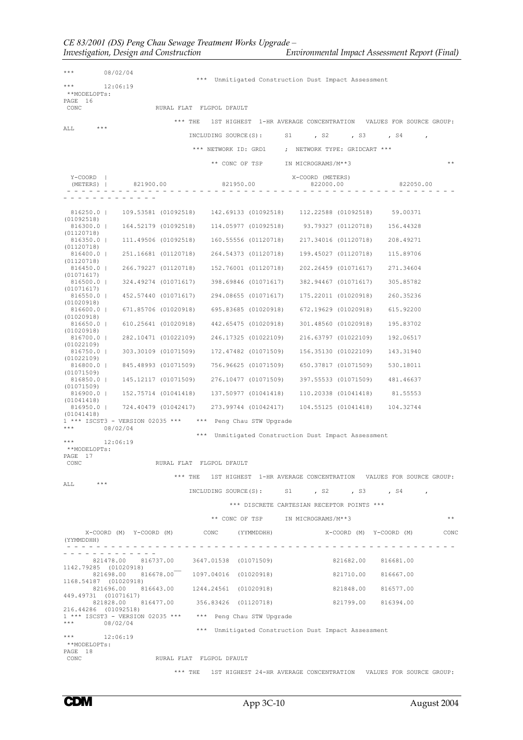```
***        08/02/04
                                  ***  Unmitigated Construction Dust Impact Assessment
***        12:06:19
 **MODELOPTs:
PAGE  16
 CONC                    RURAL FLAT  FLGPOL DFAULT

                            *** THE   1ST HIGHEST  1-HR AVERAGE CONCENTRATION   VALUES FOR SOURCE GROUP:
ALL      ***
                                  INCLUDING SOURCE(S):      S1      , S2      , S3      , S4      ,

                                   *** NETWORK ID: GRD1     ; NETWORK TYPE: GRIDCART ***

                                        ** CONC OF TSP      IN MICROGRAMS/M**3                           **

  Y-COORD  |                                                   X-COORD (METERS)
  (METERS) |       821900.00             821950.00             822000.00             822050.00
 - - - - - - - - - - - - - - - - - - - - - - - - - - - - - - - - - - - - - - - - - - - - - - - - - -
- - - - - - - - - - - -

  816250.0 |    109.53581 (01092518)    142.69133 (01092518)    112.22588 (01092518)     59.00371
(01092518)
  816300.0 |    164.52179 (01092518)    114.05977 (01092518)     93.79327 (01120718)    156.44328
(01120718)
  816350.0 |    111.49506 (01092518)    160.55556 (01120718)    217.34016 (01120718)    208.49271
(01120718)
  816400.0 |    251.16681 (01120718)    264.54373 (01120718)    199.45027 (01120718)    115.89706
(01120718)
  816450.0 |    266.79227 (01120718)    152.76001 (01120718)    202.26459 (01071617)    271.34604
(01071617)
  816500.0 |    324.49274 (01071617)    398.69846 (01071617)    382.94467 (01071617)    305.85782
(01071617)
  816550.0 |    452.57440 (01071617)    294.08655 (01071617)    175.22011 (01020918)    260.35236
(01020918)
  816600.0 |    671.85706 (01020918)    695.83685 (01020918)    672.19629 (01020918)    615.92200
(01020918)
  816650.0 |    610.25641 (01020918)    442.65475 (01020918)    301.48560 (01020918)    195.83702
(01020918)
  816700.0 |    282.10471 (01022109)    246.17325 (01022109)    216.63797 (01022109)    192.06517
(01022109)
  816750.0 |    303.30109 (01071509)    172.47482 (01071509)    156.35130 (01022109)    143.31940
(01022109)
  816800.0 |    845.48993 (01071509)    756.96625 (01071509)    650.37817 (01071509)    530.18011
(01071509)
  816850.0 |    145.12117 (01071509)    276.10477 (01071509)    397.55533 (01071509)    481.46637
(01071509)
  816900.0 |    152.75714 (01041418)    137.50977 (01041418)    110.20338 (01041418)     81.55553
(01041418)
  816950.0 |    724.40479 (01042417)    273.99744 (01042417)    104.55125 (01041418)    104.32744
(01041418)
1 *** ISCST3 - VERSION 02035 ***    ***  Peng Chau STW Upgrade
***        08/02/04
                                  ***  Unmitigated Construction Dust Impact Assessment
***        12:06:19
 **MODELOPTs:
PAGE  17
 CONC                    RURAL FLAT  FLGPOL DFAULT

                            *** THE   1ST HIGHEST  1-HR AVERAGE CONCENTRATION   VALUES FOR SOURCE GROUP:
ALL      ***
                                  INCLUDING SOURCE(S):      S1      , S2      , S3      , S4      ,

                                         *** DISCRETE CARTESIAN RECEPTOR POINTS ***

                                        ** CONC OF TSP      IN MICROGRAMS/M**3                           **

      X-COORD (M)  Y-COORD (M)        CONC      (YYMMDDHH)              X-COORD (M)  Y-COORD (M)        CONC
(YYMMDDHH)
 - - - - - - - - - - - - - - - - - - - - - - - - - - - - - - - - - - - - - - - - - - - - - - - - - -
- - - - - - - - - - - -
       821478.00    816737.00     3647.01538  (01071509)              821682.00    816681.00
1142.79285  (01020918)
       821698.00    816678.00     1097.04016  (01020918)              821710.00    816667.00
1168.54187  (01020918)
       821696.00    816643.00     1244.24561  (01020918)              821848.00    816577.00
449.49731  (01071617)
       821828.00    816477.00      356.83426  (01120718)              821799.00    816394.00
216.44286  (01092518)
1 *** ISCST3 - VERSION 02035 ***    ***  Peng Chau STW Upgrade
***        08/02/04
                                  ***  Unmitigated Construction Dust Impact Assessment
***        12:06:19
 **MODELOPTs:
PAGE  18
 CONC                    RURAL FLAT  FLGPOL DFAULT

                            *** THE   1ST HIGHEST 24-HR AVERAGE CONCENTRATION   VALUES FOR SOURCE GROUP:
```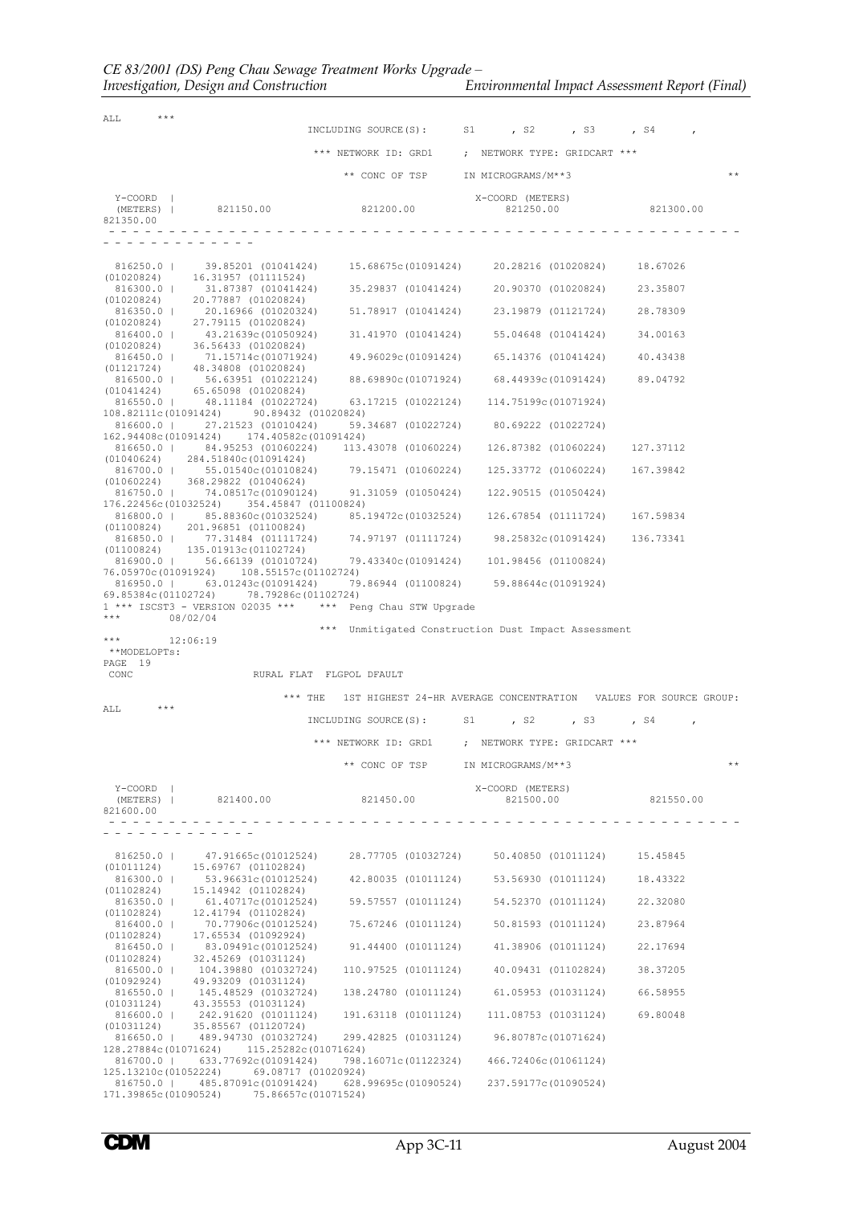```
ALL     ***
                              INCLUDING SOURCE(S):      S1      , S2      , S3      , S4      ,

                              *** NETWORK ID: GRD1    ; NETWORK TYPE: GRIDCART ***

                                 ** CONC OF TSP      IN MICROGRAMS/M**3                                    **

  Y-COORD  |                                                   X-COORD (METERS)
  (METERS) |     821150.00              821200.00              821250.00              821300.00
821350.00
 - - - - - - - - - - - - - - - - - - - - - - - - - - - - - - - - - - - - - - - - - - - - - - - - - - -
- - - - - - - - - - - - -

  816250.0 |     39.85201 (01041424)     15.68675c(01091424)     20.28216 (01020824)     18.67026
(01020824)     16.31957 (01111524)
  816300.0 |     31.87387 (01041424)     35.29837 (01041424)     20.90370 (01020824)     23.35807
(01020824)     20.77887 (01020824)
  816350.0 |     20.16966 (01020324)     51.78917 (01041424)     23.19879 (01121724)     28.78309
(01020824)     27.79115 (01020824)
  816400.0 |     43.21639c(01050924)     31.41970 (01041424)     55.04648 (01041424)     34.00163
(01020824)     36.56433 (01020824)
  816450.0 |     71.15714c(01071924)     49.96029c(01091424)     65.14376 (01041424)     40.43438
(01121724)     48.34808 (01020824)
  816500.0 |     56.63951 (01022124)     88.69890c(01071924)     68.44939c(01091424)     89.04792
(01041424)     65.65098 (01020824)
  816550.0 |     48.11184 (01022724)     63.17215 (01022124)    114.75199c(01071924)
108.82111c(01091424)     90.89432 (01020824)
  816600.0 |     27.21523 (01010424)     59.34687 (01022724)     80.69222 (01022724)
162.94408c(01091424)    174.40582c(01091424)
  816650.0 |     84.95253 (01060224)    113.43078 (01060224)    126.87382 (01060224)    127.37112
(01040624)    284.51840c(01091424)
  816700.0 |     55.01540c(01010824)     79.15471 (01060224)    125.33772 (01060224)    167.39842
(01060224)    368.29822 (01040624)
  816750.0 |     74.08517c(01090124)     91.31059 (01050424)    122.90515 (01050424)
176.22456c(01032524)    354.45847 (01100824)
  816800.0 |     85.88360c(01032524)     85.19472c(01032524)    126.67854 (01111724)    167.59834
(01100824)    201.96851 (01100824)
  816850.0 |     77.31484 (01111724)     74.97197 (01111724)     98.25832c(01091424)    136.73341
(01100824)    135.01913c(01102724)
  816900.0 |     56.66139 (01010724)     79.43340c(01091424)    101.98456 (01100824)
76.05970c(01091924)    108.55157c(01102724)
  816950.0 |     63.01243c(01091424)     79.86944 (01100824)     59.88644c(01091924)
69.85384c(01102724)     78.79286c(01102724)
1 *** ISCST3 - VERSION 02035 ***   *** Peng Chau STW Upgrade
***        08/02/04
                              ***  Unmitigated Construction Dust Impact Assessment
***        12:06:19
 **MODELOPTs:
PAGE  19
 CONC                    RURAL FLAT  FLGPOL DFAULT

                         *** THE   1ST HIGHEST 24-HR AVERAGE CONCENTRATION  VALUES FOR SOURCE GROUP:
ALL     ***
                              INCLUDING SOURCE(S):      S1      , S2      , S3      , S4      ,

                              *** NETWORK ID: GRD1    ; NETWORK TYPE: GRIDCART ***

                                 ** CONC OF TSP      IN MICROGRAMS/M**3                                    **

  Y-COORD  |                                                   X-COORD (METERS)
  (METERS) |     821400.00              821450.00              821500.00              821550.00
821600.00
 - - - - - - - - - - - - - - - - - - - - - - - - - - - - - - - - - - - - - - - - - - - - - - - - - - -
- - - - - - - - - - - - -

  816250.0 |     47.91665c(01012524)     28.77705 (01032724)     50.40850 (01011124)     15.45845
(01011124)     15.69767 (01102824)
  816300.0 |     53.96631c(01012524)     42.80035 (01011124)     53.56930 (01011124)     18.43322
(01102824)     15.14942 (01102824)
  816350.0 |     61.40717c(01012524)     59.57557 (01011124)     54.52370 (01011124)     22.32080
(01102824)     12.41794 (01102824)
  816400.0 |     70.77906c(01012524)     75.67246 (01011124)     50.81593 (01011124)     23.87964
(01102824)     17.65534 (01092924)
  816450.0 |     83.09491c(01012524)     91.44400 (01011124)     41.38906 (01011124)     22.17694
(01102824)     32.45269 (01031124)
  816500.0 |    104.39880 (01032724)    110.97525 (01011124)     40.09431 (01102824)     38.37205
(01092924)     49.93209 (01031124)
  816550.0 |    145.48529 (01032724)    138.24780 (01011124)     61.05953 (01031124)     66.58955
(01031124)     43.35553 (01031124)
  816600.0 |    242.91620 (01011124)    191.63118 (01011124)    111.08753 (01031124)     69.80048
(01031124)     35.85567 (01120724)
  816650.0 |    489.94730 (01032724)    299.42825 (01031124)     96.80787c(01071624)
128.27884c(01071624)    115.25282c(01071624)
  816700.0 |    633.77692c(01091424)    798.16071c(01122324)    466.72406c(01061124)
125.13210c(01052224)     69.08717 (01020924)
  816750.0 |    485.87091c(01091424)    628.99695c(01090524)    237.59177c(01090524)
171.39865c(01090524)     75.86657c(01071524)
```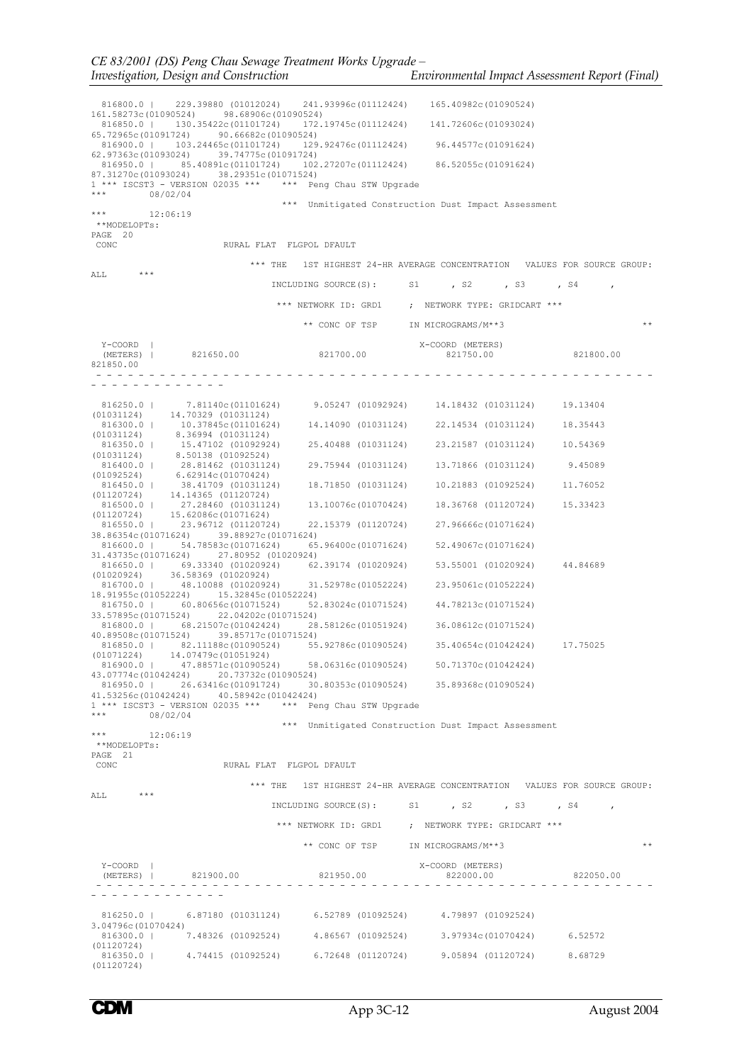```
  816800.0 |    229.39880 (01012024)    241.93996c(01112424)    165.40982c(01090524)
161.58273c(01090524)      98.68906c(01090524)
  816850.0 |    130.35422c(01101724)    172.19745c(01112424)    141.72606c(01093024)
65.72965c(01091724)      90.66682c(01090524)
  816900.0 |    103.24465c(01101724)    129.92476c(01112424)     96.44577c(01091624)
62.97363c(01093024)      39.74775c(01091724)
  816950.0 |     85.40891c(01101724)    102.27207c(01112424)     86.52055c(01091624)
87.31270c(01093024)      38.29351c(01071524)
1 *** ISCST3 - VERSION 02035 ***    *** Peng Chau STW Upgrade
***        08/02/04
                              ***  Unmitigated Construction Dust Impact Assessment
***        12:06:19
 **MODELOPTs:
PAGE  20
 CONC                   RURAL FLAT  FLGPOL DFAULT

                         *** THE   1ST HIGHEST 24-HR AVERAGE CONCENTRATION   VALUES FOR SOURCE GROUP:
ALL      ***
                              INCLUDING SOURCE(S):      S1      , S2      , S3      , S4      ,

                             *** NETWORK ID: GRD1     ; NETWORK TYPE: GRIDCART ***

                                 ** CONC OF TSP      IN MICROGRAMS/M**3                                **

  Y-COORD  |                                                  X-COORD (METERS)
  (METERS) |      821650.00              821700.00              821750.00              821800.00
821850.00
 - - - - - - - - - - - - - - - - - - - - - - - - - - - - - - - - - - - - - - - - - - - - - - - - -
- - - - - - - - - - - -

  816250.0 |      7.81140c(01101624)      9.05247 (01092924)     14.18432 (01031124)     19.13404
(01031124)     14.70329 (01031124)
  816300.0 |     10.37845c(01101624)     14.14090 (01031124)     22.14534 (01031124)     18.35443
(01031124)      8.36994 (01031124)
  816350.0 |     15.47102 (01092924)     25.40488 (01031124)     23.21587 (01031124)     10.54369
(01031124)      8.50138 (01092524)
  816400.0 |     28.81462 (01031124)     29.75944 (01031124)     13.71866 (01031124)      9.45089
(01092524)      6.62914c(01070424)
  816450.0 |     38.41709 (01031124)     18.71850 (01031124)     10.21883 (01092524)     11.76052
(01120724)     14.14365 (01120724)
  816500.0 |     27.28460 (01031124)     13.10076c(01070424)     18.36768 (01120724)     15.33423
(01120724)     15.62086c(01071624)
  816550.0 |     23.96712 (01120724)     22.15379 (01120724)     27.96666c(01071624)
38.86354c(01071624)      39.88927c(01071624)
  816600.0 |     54.78583c(01071624)     65.96400c(01071624)     52.49067c(01071624)
31.43735c(01071624)      27.80952 (01020924)
  816650.0 |     69.33340 (01020924)     62.39174 (01020924)     53.55001 (01020924)     44.84689
(01020924)     36.58369 (01020924)
  816700.0 |     48.10088 (01020924)     31.52978c(01052224)     23.95061c(01052224)
18.91955c(01052224)      15.32845c(01052224)
  816750.0 |     60.80656c(01071524)     52.83024c(01071524)     44.78213c(01071524)
33.57895c(01071524)      22.04202c(01071524)
  816800.0 |     68.21507c(01042424)     28.58126c(01051924)     36.08612c(01071524)
40.89508c(01071524)      39.85717c(01071524)
  816850.0 |     82.11188c(01090524)     55.92786c(01090524)     35.40654c(01042424)     17.75025
(01071224)     14.07479c(01051924)
  816900.0 |     47.88571c(01090524)     58.06316c(01090524)     50.71370c(01042424)
43.07774c(01042424)      20.73732c(01090524)
  816950.0 |     26.63416c(01091724)     30.80353c(01090524)     35.89368c(01090524)
41.53256c(01042424)      40.58942c(01042424)
1 *** ISCST3 - VERSION 02035 ***    *** Peng Chau STW Upgrade
***        08/02/04
                              ***  Unmitigated Construction Dust Impact Assessment
***        12:06:19
 **MODELOPTs:
PAGE  21
 CONC                   RURAL FLAT  FLGPOL DFAULT

                         *** THE   1ST HIGHEST 24-HR AVERAGE CONCENTRATION   VALUES FOR SOURCE GROUP:
ALL      ***
                              INCLUDING SOURCE(S):      S1      , S2      , S3      , S4      ,

                             *** NETWORK ID: GRD1     ; NETWORK TYPE: GRIDCART ***

                                 ** CONC OF TSP      IN MICROGRAMS/M**3                                **

  Y-COORD  |                                                  X-COORD (METERS)
  (METERS) |      821900.00              821950.00              822000.00              822050.00
 - - - - - - - - - - - - - - - - - - - - - - - - - - - - - - - - - - - - - - - - - - - - - - - - -
- - - - - - - - - - - -

  816250.0 |      6.87180 (01031124)      6.52789 (01092524)      4.79897 (01092524)
3.04796c(01070424)
  816300.0 |      7.48326 (01092524)      4.86567 (01092524)      3.97934c(01070424)      6.52572
(01120724)
  816350.0 |      4.74415 (01092524)      6.72648 (01120724)      9.05894 (01120724)      8.68729
(01120724)
```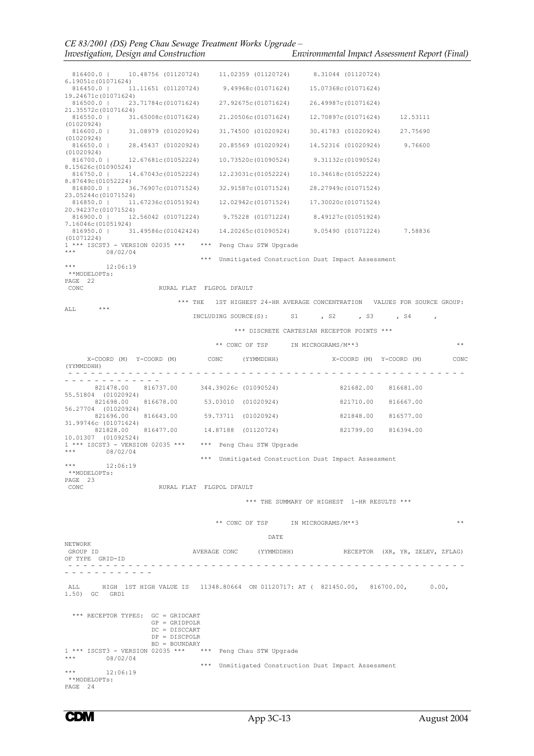```
  816400.0 |     10.48756 (01120724)     11.02359 (01120724)      8.31044 (01120724)
6.19051c(01071624)
  816450.0 |     11.11651 (01120724)      9.49968c(01071624)     15.07368c(01071624)
19.24671c(01071624)
  816500.0 |     23.71784c(01071624)     27.92675c(01071624)     26.49987c(01071624)
21.35572c(01071624)
  816550.0 |     31.65008c(01071624)     21.20506c(01071624)     12.70897c(01071624)     12.53111
(01020924)
  816600.0 |     31.08979 (01020924)     31.74500 (01020924)     30.41783 (01020924)     27.75690
(01020924)
  816650.0 |     28.45437 (01020924)     20.85569 (01020924)     14.52316 (01020924)      9.76600
(01020924)
  816700.0 |     12.67681c(01052224)     10.73520c(01090524)      9.31132c(01090524)
8.15626c(01090524)
  816750.0 |     14.67043c(01052224)     12.23031c(01052224)     10.34618c(01052224)
8.87649c(01052224)
  816800.0 |     36.76907c(01071524)     32.91587c(01071524)     28.27949c(01071524)
23.05244c(01071524)
  816850.0 |     11.67236c(01051924)     12.02942c(01071524)     17.30020c(01071524)
20.94237c(01071524)
  816900.0 |     12.56042 (01071224)      9.75228 (01071224)      8.49127c(01051924)
7.16046c(01051924)
  816950.0 |     31.49586c(01042424)     14.20265c(01090524)      9.05490 (01071224)      7.58836
(01071224)
1 *** ISCST3 - VERSION 02035 ***    ***  Peng Chau STW Upgrade
***        08/02/04
                                    ***  Unmitigated Construction Dust Impact Assessment
***        12:06:19
 **MODELOPTs:
PAGE  22
 CONC                    RURAL FLAT  FLGPOL DFAULT

                            *** THE   1ST HIGHEST 24-HR AVERAGE CONCENTRATION   VALUES FOR SOURCE GROUP:
ALL      ***
                                INCLUDING SOURCE(S):      S1      , S2      , S3      , S4      ,

                                         *** DISCRETE CARTESIAN RECEPTOR POINTS ***

                                    ** CONC OF TSP      IN MICROGRAMS/M**3                                  **

     X-COORD (M)  Y-COORD (M)        CONC     (YYMMDDHH)             X-COORD (M)  Y-COORD (M)        CONC
(YYMMDDHH)
 - - - - - - - - - - - - - - - - - - - - - - - - - - - - - - - - - - - - - - - - - - - - - - - - - - - -
- - - - - - - - - - - - -
       821478.00    816737.00      344.39026c (01090524)              821682.00    816681.00
55.51804  (01020924)
       821698.00    816678.00       53.03010  (01020924)              821710.00    816667.00
56.27704  (01020924)
       821696.00    816643.00       59.73711  (01020924)              821848.00    816577.00
31.99746c (01071624)
       821828.00    816477.00       14.87188  (01120724)              821799.00    816394.00
10.01307  (01092524)
1 *** ISCST3 - VERSION 02035 ***    ***  Peng Chau STW Upgrade
***        08/02/04
                                    ***  Unmitigated Construction Dust Impact Assessment
***        12:06:19
 **MODELOPTs:
PAGE  23
 CONC                    RURAL FLAT  FLGPOL DFAULT

                                         *** THE SUMMARY OF HIGHEST  1-HR RESULTS ***


                                    ** CONC OF TSP      IN MICROGRAMS/M**3                                  **

                                                   DATE
NETWORK
 GROUP ID                           AVERAGE CONC      (YYMMDDHH)             RECEPTOR  (XR, YR, ZELEV, ZFLAG)
OF TYPE  GRID-ID
 - - - - - - - - - - - - - - - - - - - - - - - - - - - - - - - - - - - - - - - - - - - - - - - - - - - -
- - - - - - - - - - - -

 ALL      HIGH  1ST HIGH VALUE IS  11348.80664  ON 01120717: AT (  821450.00,   816700.00,      0.00,
1.50)  GC   GRD1


  *** RECEPTOR TYPES:  GC = GRIDCART
                       GP = GRIDPOLR
                       DC = DISCCART
                       DP = DISCPOLR
                       BD = BOUNDARY
1 *** ISCST3 - VERSION 02035 ***    ***  Peng Chau STW Upgrade
***        08/02/04
                                    ***  Unmitigated Construction Dust Impact Assessment
***        12:06:19
 **MODELOPTs:
PAGE  24
```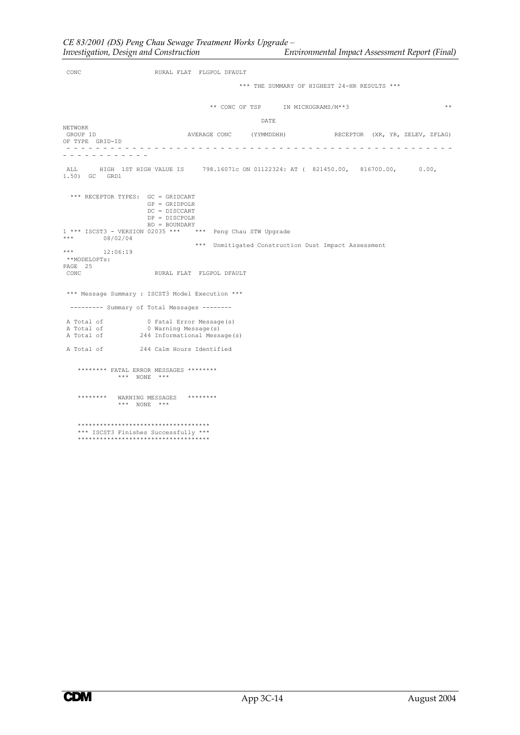```
 CONC                    RURAL FLAT  FLGPOL DFAULT

                                                 *** THE SUMMARY OF HIGHEST 24-HR RESULTS ***


                                         ** CONC OF TSP      IN MICROGRAMS/M**3                              **

                                                       DATE
NETWORK
 GROUP ID                        AVERAGE CONC      (YYMMDDHH)             RECEPTOR  (XR, YR, ZELEV, ZFLAG)
OF TYPE  GRID-ID
 - - - - - - - - - - - - - - - - - - - - - - - - - - - - - - - - - - - - - - - - - - - - - - - - - - - - -
- - - - - - - - - - - -

 ALL      HIGH  1ST HIGH VALUE IS     798.16071c ON 01122324: AT (  821450.00,   816700.00,      0.00,
1.50)  GC   GRD1


  *** RECEPTOR TYPES:  GC = GRIDCART
                       GP = GRIDPOLR
                       DC = DISCCART
                       DP = DISCPOLR
                       BD = BOUNDARY
1 *** ISCST3 - VERSION 02035 ***    ***  Peng Chau STW Upgrade
***       08/02/04
                                    ***  Unmitigated Construction Dust Impact Assessment
***       12:06:19
 **MODELOPTs:
PAGE  25
 CONC                    RURAL FLAT  FLGPOL DFAULT


 *** Message Summary : ISCST3 Model Execution ***

  --------- Summary of Total Messages --------

 A Total of            0 Fatal Error Message(s)
 A Total of            0 Warning Message(s)
 A Total of          244 Informational Message(s)

 A Total of          244 Calm Hours Identified


    ******** FATAL ERROR MESSAGES ********
              ***  NONE  ***


    ********   WARNING MESSAGES   ********
              ***  NONE  ***


    ************************************
    *** ISCST3 Finishes Successfully ***
    ************************************
```